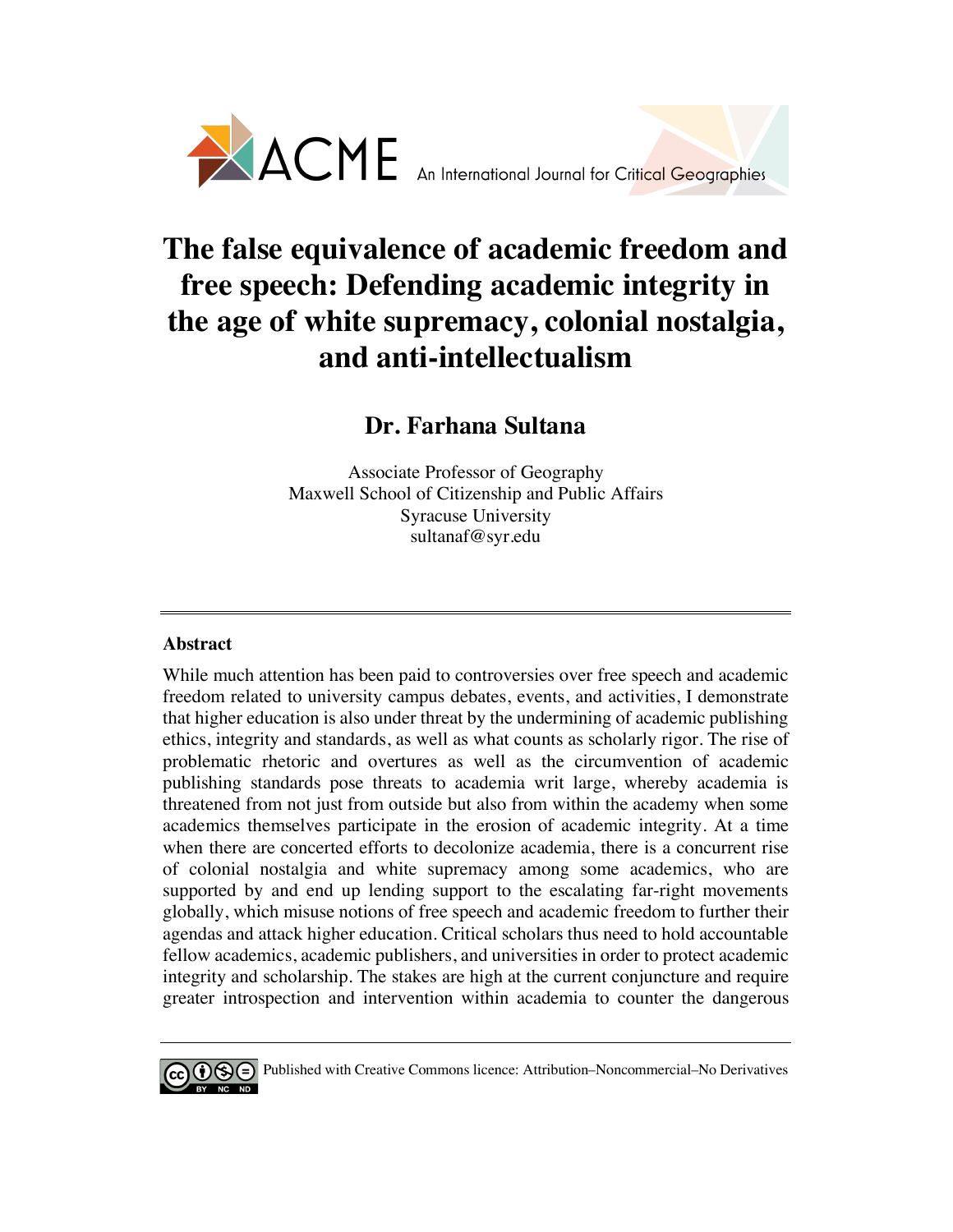ACME An International Journal for Critical Geographies

# The false equivalence of academic freedom and free speech: Defending academic integrity in the age of white supremacy, colonial nostalgia, and anti-intellectualism

## Dr. Farhana Sultana

Associate Professor of Geography
Maxwell School of Citizenship and Public Affairs
Syracuse University
sultanaf@syr.edu

---

### Abstract

While much attention has been paid to controversies over free speech and academic freedom related to university campus debates, events, and activities, I demonstrate that higher education is also under threat by the undermining of academic publishing ethics, integrity and standards, as well as what counts as scholarly rigor. The rise of problematic rhetoric and overtures as well as the circumvention of academic publishing standards pose threats to academia writ large, whereby academia is threatened from not just from outside but also from within the academy when some academics themselves participate in the erosion of academic integrity. At a time when there are concerted efforts to decolonize academia, there is a concurrent rise of colonial nostalgia and white supremacy among some academics, who are supported by and end up lending support to the escalating far-right movements globally, which misuse notions of free speech and academic freedom to further their agendas and attack higher education. Critical scholars thus need to hold accountable fellow academics, academic publishers, and universities in order to protect academic integrity and scholarship. The stakes are high at the current conjuncture and require greater introspection and intervention within academia to counter the dangerous

Published with Creative Commons licence: Attribution–Noncommercial–No Derivatives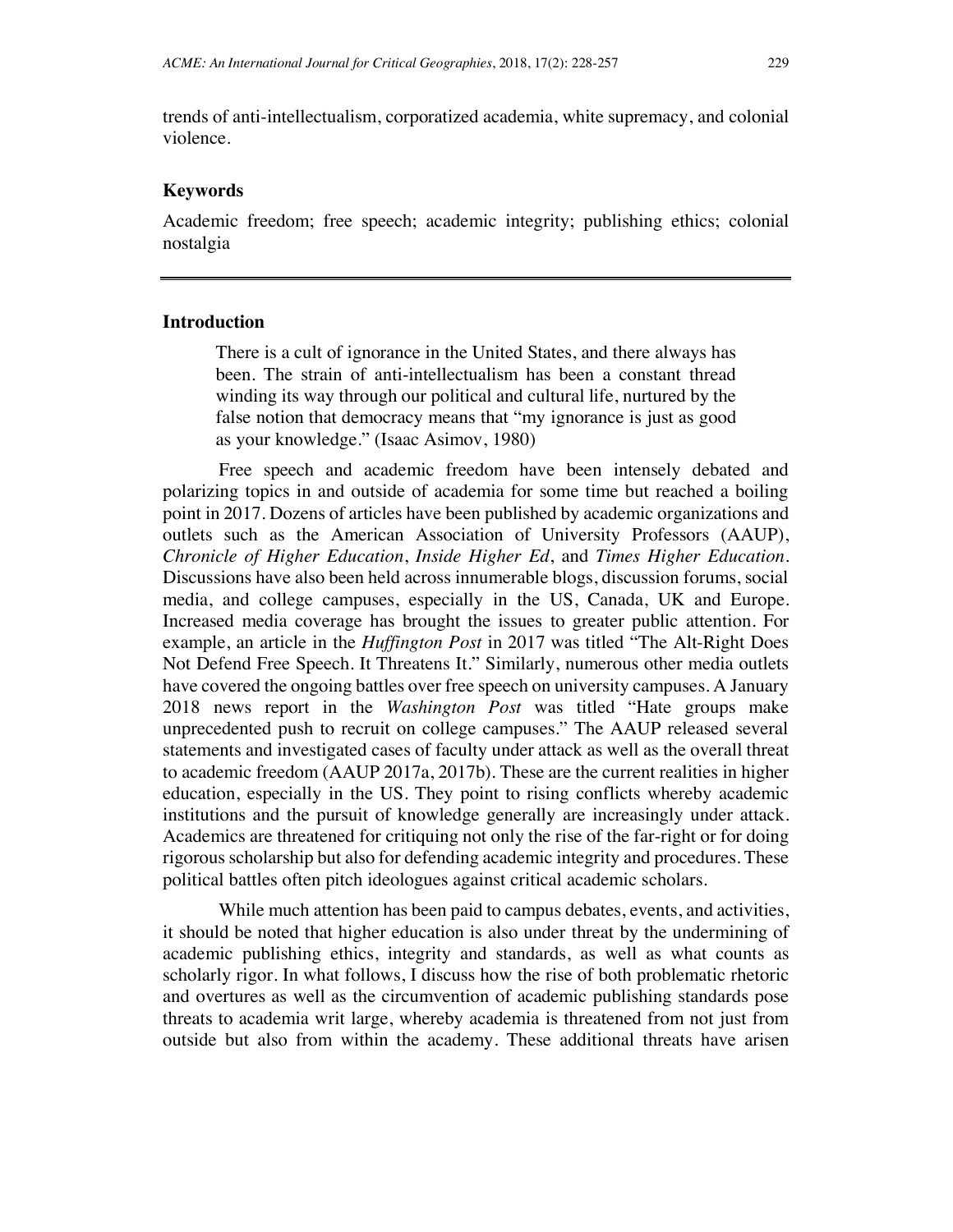trends of anti-intellectualism, corporatized academia, white supremacy, and colonial violence.

### Keywords

Academic freedom; free speech; academic integrity; publishing ethics; colonial nostalgia

## Introduction

> There is a cult of ignorance in the United States, and there always has been. The strain of anti-intellectualism has been a constant thread winding its way through our political and cultural life, nurtured by the false notion that democracy means that "my ignorance is just as good as your knowledge." (Isaac Asimov, 1980)

Free speech and academic freedom have been intensely debated and polarizing topics in and outside of academia for some time but reached a boiling point in 2017. Dozens of articles have been published by academic organizations and outlets such as the American Association of University Professors (AAUP), *Chronicle of Higher Education*, *Inside Higher Ed*, and *Times Higher Education*. Discussions have also been held across innumerable blogs, discussion forums, social media, and college campuses, especially in the US, Canada, UK and Europe. Increased media coverage has brought the issues to greater public attention. For example, an article in the *Huffington Post* in 2017 was titled "The Alt-Right Does Not Defend Free Speech. It Threatens It." Similarly, numerous other media outlets have covered the ongoing battles over free speech on university campuses. A January 2018 news report in the *Washington Post* was titled "Hate groups make unprecedented push to recruit on college campuses." The AAUP released several statements and investigated cases of faculty under attack as well as the overall threat to academic freedom (AAUP 2017a, 2017b). These are the current realities in higher education, especially in the US. They point to rising conflicts whereby academic institutions and the pursuit of knowledge generally are increasingly under attack. Academics are threatened for critiquing not only the rise of the far-right or for doing rigorous scholarship but also for defending academic integrity and procedures. These political battles often pitch ideologues against critical academic scholars.

While much attention has been paid to campus debates, events, and activities, it should be noted that higher education is also under threat by the undermining of academic publishing ethics, integrity and standards, as well as what counts as scholarly rigor. In what follows, I discuss how the rise of both problematic rhetoric and overtures as well as the circumvention of academic publishing standards pose threats to academia writ large, whereby academia is threatened from not just from outside but also from within the academy. These additional threats have arisen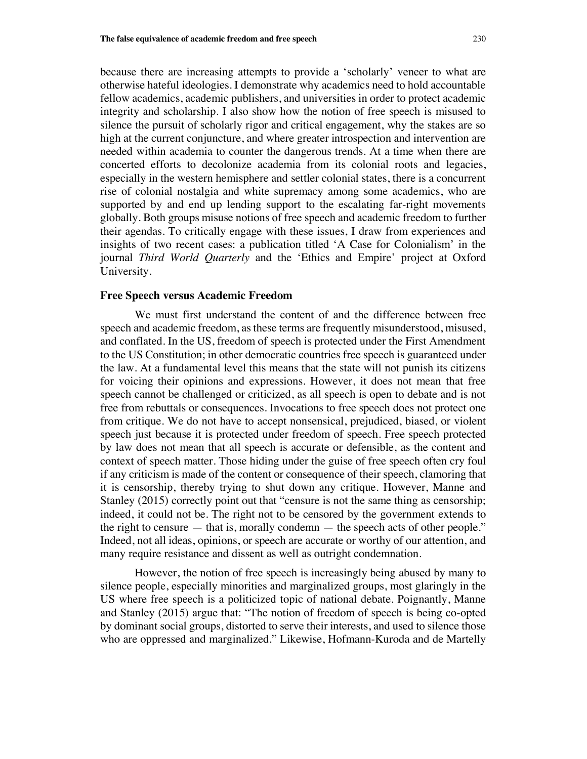because there are increasing attempts to provide a 'scholarly' veneer to what are otherwise hateful ideologies. I demonstrate why academics need to hold accountable fellow academics, academic publishers, and universities in order to protect academic integrity and scholarship. I also show how the notion of free speech is misused to silence the pursuit of scholarly rigor and critical engagement, why the stakes are so high at the current conjuncture, and where greater introspection and intervention are needed within academia to counter the dangerous trends. At a time when there are concerted efforts to decolonize academia from its colonial roots and legacies, especially in the western hemisphere and settler colonial states, there is a concurrent rise of colonial nostalgia and white supremacy among some academics, who are supported by and end up lending support to the escalating far-right movements globally. Both groups misuse notions of free speech and academic freedom to further their agendas. To critically engage with these issues, I draw from experiences and insights of two recent cases: a publication titled 'A Case for Colonialism' in the journal *Third World Quarterly* and the 'Ethics and Empire' project at Oxford University.

### Free Speech versus Academic Freedom

We must first understand the content of and the difference between free speech and academic freedom, as these terms are frequently misunderstood, misused, and conflated. In the US, freedom of speech is protected under the First Amendment to the US Constitution; in other democratic countries free speech is guaranteed under the law. At a fundamental level this means that the state will not punish its citizens for voicing their opinions and expressions. However, it does not mean that free speech cannot be challenged or criticized, as all speech is open to debate and is not free from rebuttals or consequences. Invocations to free speech does not protect one from critique. We do not have to accept nonsensical, prejudiced, biased, or violent speech just because it is protected under freedom of speech. Free speech protected by law does not mean that all speech is accurate or defensible, as the content and context of speech matter. Those hiding under the guise of free speech often cry foul if any criticism is made of the content or consequence of their speech, clamoring that it is censorship, thereby trying to shut down any critique. However, Manne and Stanley (2015) correctly point out that "censure is not the same thing as censorship; indeed, it could not be. The right not to be censored by the government extends to the right to censure — that is, morally condemn — the speech acts of other people." Indeed, not all ideas, opinions, or speech are accurate or worthy of our attention, and many require resistance and dissent as well as outright condemnation.

However, the notion of free speech is increasingly being abused by many to silence people, especially minorities and marginalized groups, most glaringly in the US where free speech is a politicized topic of national debate. Poignantly, Manne and Stanley (2015) argue that: "The notion of freedom of speech is being co-opted by dominant social groups, distorted to serve their interests, and used to silence those who are oppressed and marginalized." Likewise, Hofmann-Kuroda and de Martelly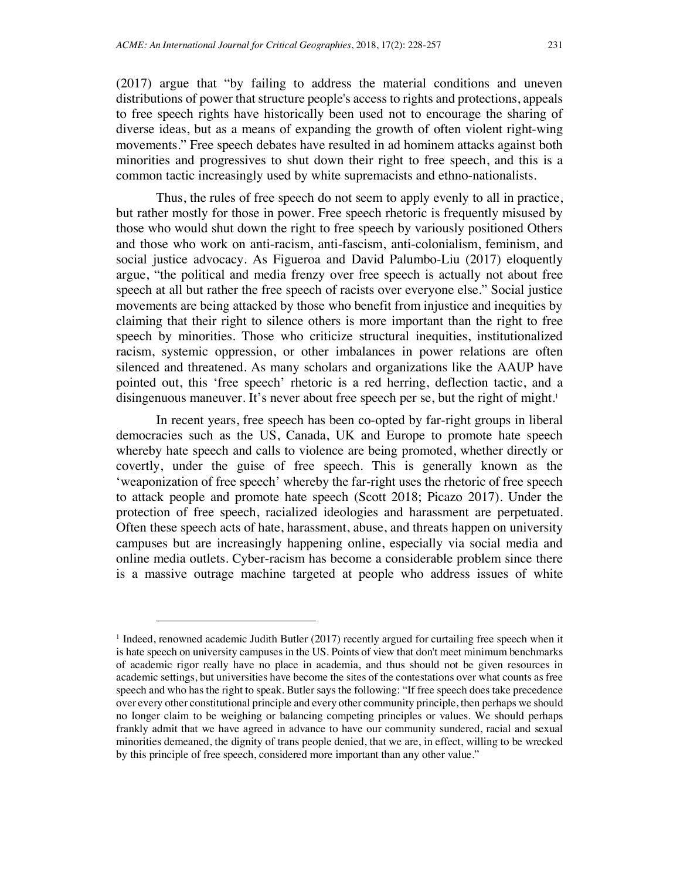(2017) argue that "by failing to address the material conditions and uneven distributions of power that structure people's access to rights and protections, appeals to free speech rights have historically been used not to encourage the sharing of diverse ideas, but as a means of expanding the growth of often violent right-wing movements." Free speech debates have resulted in ad hominem attacks against both minorities and progressives to shut down their right to free speech, and this is a common tactic increasingly used by white supremacists and ethno-nationalists.

Thus, the rules of free speech do not seem to apply evenly to all in practice, but rather mostly for those in power. Free speech rhetoric is frequently misused by those who would shut down the right to free speech by variously positioned Others and those who work on anti-racism, anti-fascism, anti-colonialism, feminism, and social justice advocacy. As Figueroa and David Palumbo-Liu (2017) eloquently argue, "the political and media frenzy over free speech is actually not about free speech at all but rather the free speech of racists over everyone else." Social justice movements are being attacked by those who benefit from injustice and inequities by claiming that their right to silence others is more important than the right to free speech by minorities. Those who criticize structural inequities, institutionalized racism, systemic oppression, or other imbalances in power relations are often silenced and threatened. As many scholars and organizations like the AAUP have pointed out, this 'free speech' rhetoric is a red herring, deflection tactic, and a disingenuous maneuver. It's never about free speech per se, but the right of might.[1]

In recent years, free speech has been co-opted by far-right groups in liberal democracies such as the US, Canada, UK and Europe to promote hate speech whereby hate speech and calls to violence are being promoted, whether directly or covertly, under the guise of free speech. This is generally known as the 'weaponization of free speech' whereby the far-right uses the rhetoric of free speech to attack people and promote hate speech (Scott 2018; Picazo 2017). Under the protection of free speech, racialized ideologies and harassment are perpetuated. Often these speech acts of hate, harassment, abuse, and threats happen on university campuses but are increasingly happening online, especially via social media and online media outlets. Cyber-racism has become a considerable problem since there is a massive outrage machine targeted at people who address issues of white

---

[1] Indeed, renowned academic Judith Butler (2017) recently argued for curtailing free speech when it is hate speech on university campuses in the US. Points of view that don't meet minimum benchmarks of academic rigor really have no place in academia, and thus should not be given resources in academic settings, but universities have become the sites of the contestations over what counts as free speech and who has the right to speak. Butler says the following: "If free speech does take precedence over every other constitutional principle and every other community principle, then perhaps we should no longer claim to be weighing or balancing competing principles or values. We should perhaps frankly admit that we have agreed in advance to have our community sundered, racial and sexual minorities demeaned, the dignity of trans people denied, that we are, in effect, willing to be wrecked by this principle of free speech, considered more important than any other value."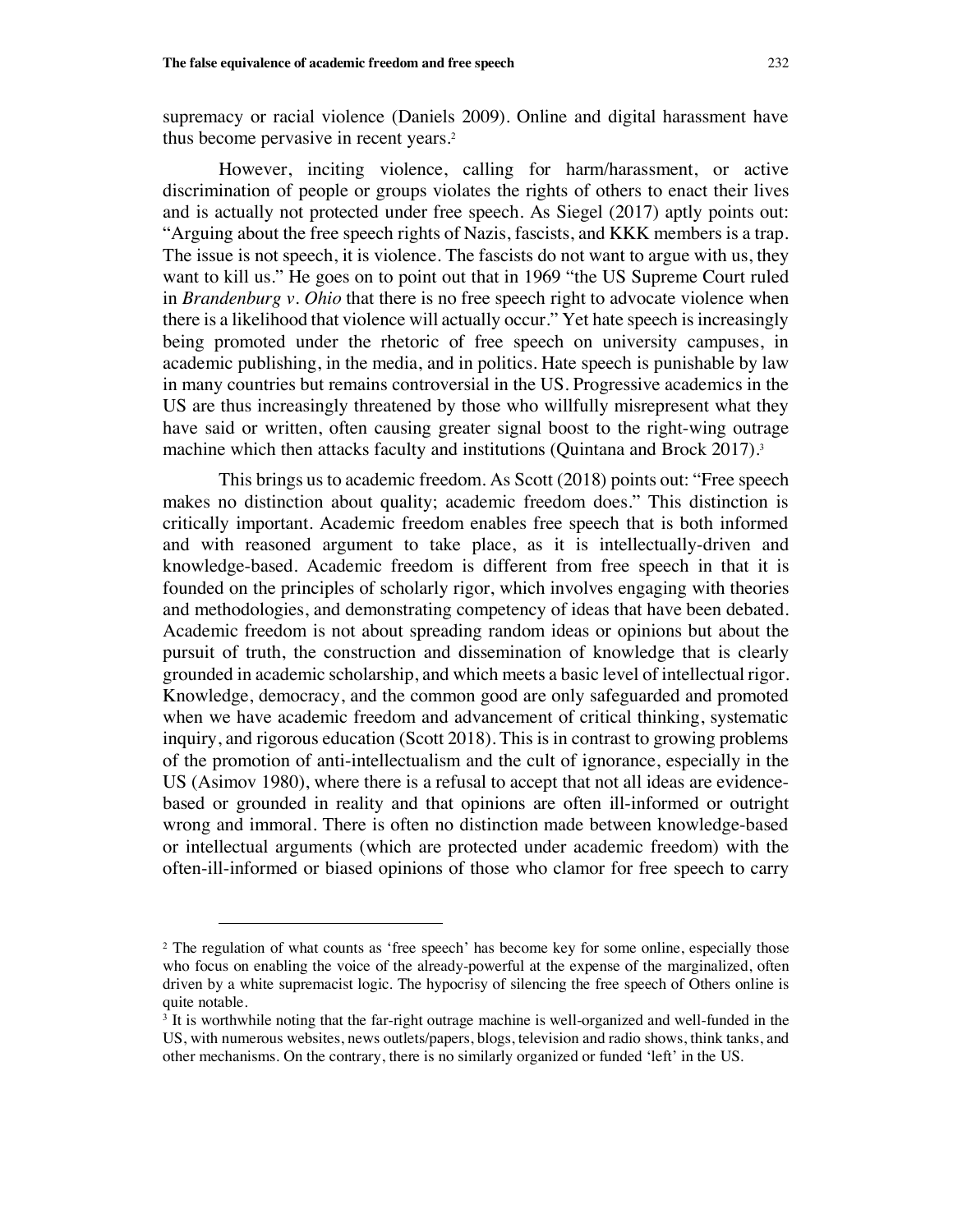supremacy or racial violence (Daniels 2009). Online and digital harassment have thus become pervasive in recent years.[2]

However, inciting violence, calling for harm/harassment, or active discrimination of people or groups violates the rights of others to enact their lives and is actually not protected under free speech. As Siegel (2017) aptly points out: "Arguing about the free speech rights of Nazis, fascists, and KKK members is a trap. The issue is not speech, it is violence. The fascists do not want to argue with us, they want to kill us." He goes on to point out that in 1969 "the US Supreme Court ruled in *Brandenburg v. Ohio* that there is no free speech right to advocate violence when there is a likelihood that violence will actually occur." Yet hate speech is increasingly being promoted under the rhetoric of free speech on university campuses, in academic publishing, in the media, and in politics. Hate speech is punishable by law in many countries but remains controversial in the US. Progressive academics in the US are thus increasingly threatened by those who willfully misrepresent what they have said or written, often causing greater signal boost to the right-wing outrage machine which then attacks faculty and institutions (Quintana and Brock 2017).[3]

This brings us to academic freedom. As Scott (2018) points out: "Free speech makes no distinction about quality; academic freedom does." This distinction is critically important. Academic freedom enables free speech that is both informed and with reasoned argument to take place, as it is intellectually-driven and knowledge-based. Academic freedom is different from free speech in that it is founded on the principles of scholarly rigor, which involves engaging with theories and methodologies, and demonstrating competency of ideas that have been debated. Academic freedom is not about spreading random ideas or opinions but about the pursuit of truth, the construction and dissemination of knowledge that is clearly grounded in academic scholarship, and which meets a basic level of intellectual rigor. Knowledge, democracy, and the common good are only safeguarded and promoted when we have academic freedom and advancement of critical thinking, systematic inquiry, and rigorous education (Scott 2018). This is in contrast to growing problems of the promotion of anti-intellectualism and the cult of ignorance, especially in the US (Asimov 1980), where there is a refusal to accept that not all ideas are evidence-based or grounded in reality and that opinions are often ill-informed or outright wrong and immoral. There is often no distinction made between knowledge-based or intellectual arguments (which are protected under academic freedom) with the often-ill-informed or biased opinions of those who clamor for free speech to carry

---

[2] The regulation of what counts as 'free speech' has become key for some online, especially those who focus on enabling the voice of the already-powerful at the expense of the marginalized, often driven by a white supremacist logic. The hypocrisy of silencing the free speech of Others online is quite notable.

[3] It is worthwhile noting that the far-right outrage machine is well-organized and well-funded in the US, with numerous websites, news outlets/papers, blogs, television and radio shows, think tanks, and other mechanisms. On the contrary, there is no similarly organized or funded 'left' in the US.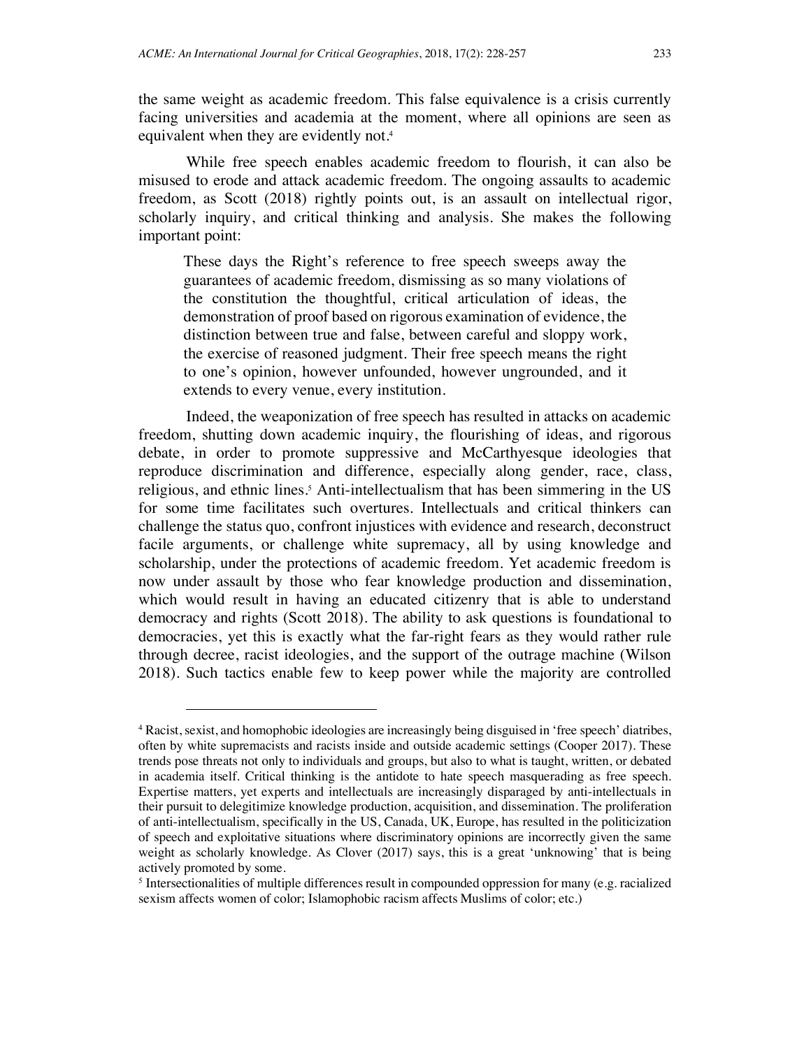the same weight as academic freedom. This false equivalence is a crisis currently facing universities and academia at the moment, where all opinions are seen as equivalent when they are evidently not.[4]

While free speech enables academic freedom to flourish, it can also be misused to erode and attack academic freedom. The ongoing assaults to academic freedom, as Scott (2018) rightly points out, is an assault on intellectual rigor, scholarly inquiry, and critical thinking and analysis. She makes the following important point:

> These days the Right's reference to free speech sweeps away the guarantees of academic freedom, dismissing as so many violations of the constitution the thoughtful, critical articulation of ideas, the demonstration of proof based on rigorous examination of evidence, the distinction between true and false, between careful and sloppy work, the exercise of reasoned judgment. Their free speech means the right to one's opinion, however unfounded, however ungrounded, and it extends to every venue, every institution.

Indeed, the weaponization of free speech has resulted in attacks on academic freedom, shutting down academic inquiry, the flourishing of ideas, and rigorous debate, in order to promote suppressive and McCarthyesque ideologies that reproduce discrimination and difference, especially along gender, race, class, religious, and ethnic lines.[5] Anti-intellectualism that has been simmering in the US for some time facilitates such overtures. Intellectuals and critical thinkers can challenge the status quo, confront injustices with evidence and research, deconstruct facile arguments, or challenge white supremacy, all by using knowledge and scholarship, under the protections of academic freedom. Yet academic freedom is now under assault by those who fear knowledge production and dissemination, which would result in having an educated citizenry that is able to understand democracy and rights (Scott 2018). The ability to ask questions is foundational to democracies, yet this is exactly what the far-right fears as they would rather rule through decree, racist ideologies, and the support of the outrage machine (Wilson 2018). Such tactics enable few to keep power while the majority are controlled

---

[4] Racist, sexist, and homophobic ideologies are increasingly being disguised in 'free speech' diatribes, often by white supremacists and racists inside and outside academic settings (Cooper 2017). These trends pose threats not only to individuals and groups, but also to what is taught, written, or debated in academia itself. Critical thinking is the antidote to hate speech masquerading as free speech. Expertise matters, yet experts and intellectuals are increasingly disparaged by anti-intellectuals in their pursuit to delegitimize knowledge production, acquisition, and dissemination. The proliferation of anti-intellectualism, specifically in the US, Canada, UK, Europe, has resulted in the politicization of speech and exploitative situations where discriminatory opinions are incorrectly given the same weight as scholarly knowledge. As Clover (2017) says, this is a great 'unknowing' that is being actively promoted by some.

[5] Intersectionalities of multiple differences result in compounded oppression for many (e.g. racialized sexism affects women of color; Islamophobic racism affects Muslims of color; etc.)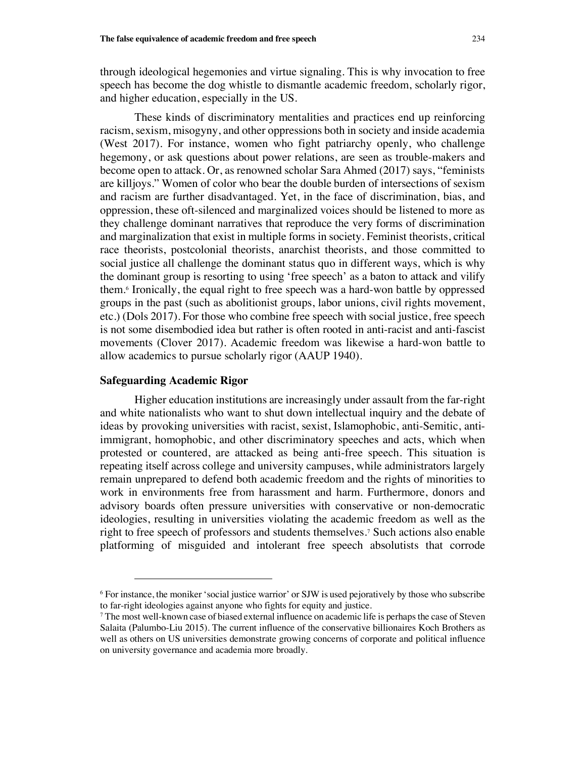through ideological hegemonies and virtue signaling. This is why invocation to free speech has become the dog whistle to dismantle academic freedom, scholarly rigor, and higher education, especially in the US.

These kinds of discriminatory mentalities and practices end up reinforcing racism, sexism, misogyny, and other oppressions both in society and inside academia (West 2017). For instance, women who fight patriarchy openly, who challenge hegemony, or ask questions about power relations, are seen as trouble-makers and become open to attack. Or, as renowned scholar Sara Ahmed (2017) says, "feminists are killjoys." Women of color who bear the double burden of intersections of sexism and racism are further disadvantaged. Yet, in the face of discrimination, bias, and oppression, these oft-silenced and marginalized voices should be listened to more as they challenge dominant narratives that reproduce the very forms of discrimination and marginalization that exist in multiple forms in society. Feminist theorists, critical race theorists, postcolonial theorists, anarchist theorists, and those committed to social justice all challenge the dominant status quo in different ways, which is why the dominant group is resorting to using 'free speech' as a baton to attack and vilify them.[6] Ironically, the equal right to free speech was a hard-won battle by oppressed groups in the past (such as abolitionist groups, labor unions, civil rights movement, etc.) (Dols 2017). For those who combine free speech with social justice, free speech is not some disembodied idea but rather is often rooted in anti-racist and anti-fascist movements (Clover 2017). Academic freedom was likewise a hard-won battle to allow academics to pursue scholarly rigor (AAUP 1940).

### Safeguarding Academic Rigor

Higher education institutions are increasingly under assault from the far-right and white nationalists who want to shut down intellectual inquiry and the debate of ideas by provoking universities with racist, sexist, Islamophobic, anti-Semitic, anti-immigrant, homophobic, and other discriminatory speeches and acts, which when protested or countered, are attacked as being anti-free speech. This situation is repeating itself across college and university campuses, while administrators largely remain unprepared to defend both academic freedom and the rights of minorities to work in environments free from harassment and harm. Furthermore, donors and advisory boards often pressure universities with conservative or non-democratic ideologies, resulting in universities violating the academic freedom as well as the right to free speech of professors and students themselves.[7] Such actions also enable platforming of misguided and intolerant free speech absolutists that corrode

---

[6] For instance, the moniker 'social justice warrior' or SJW is used pejoratively by those who subscribe to far-right ideologies against anyone who fights for equity and justice.

[7] The most well-known case of biased external influence on academic life is perhaps the case of Steven Salaita (Palumbo-Liu 2015). The current influence of the conservative billionaires Koch Brothers as well as others on US universities demonstrate growing concerns of corporate and political influence on university governance and academia more broadly.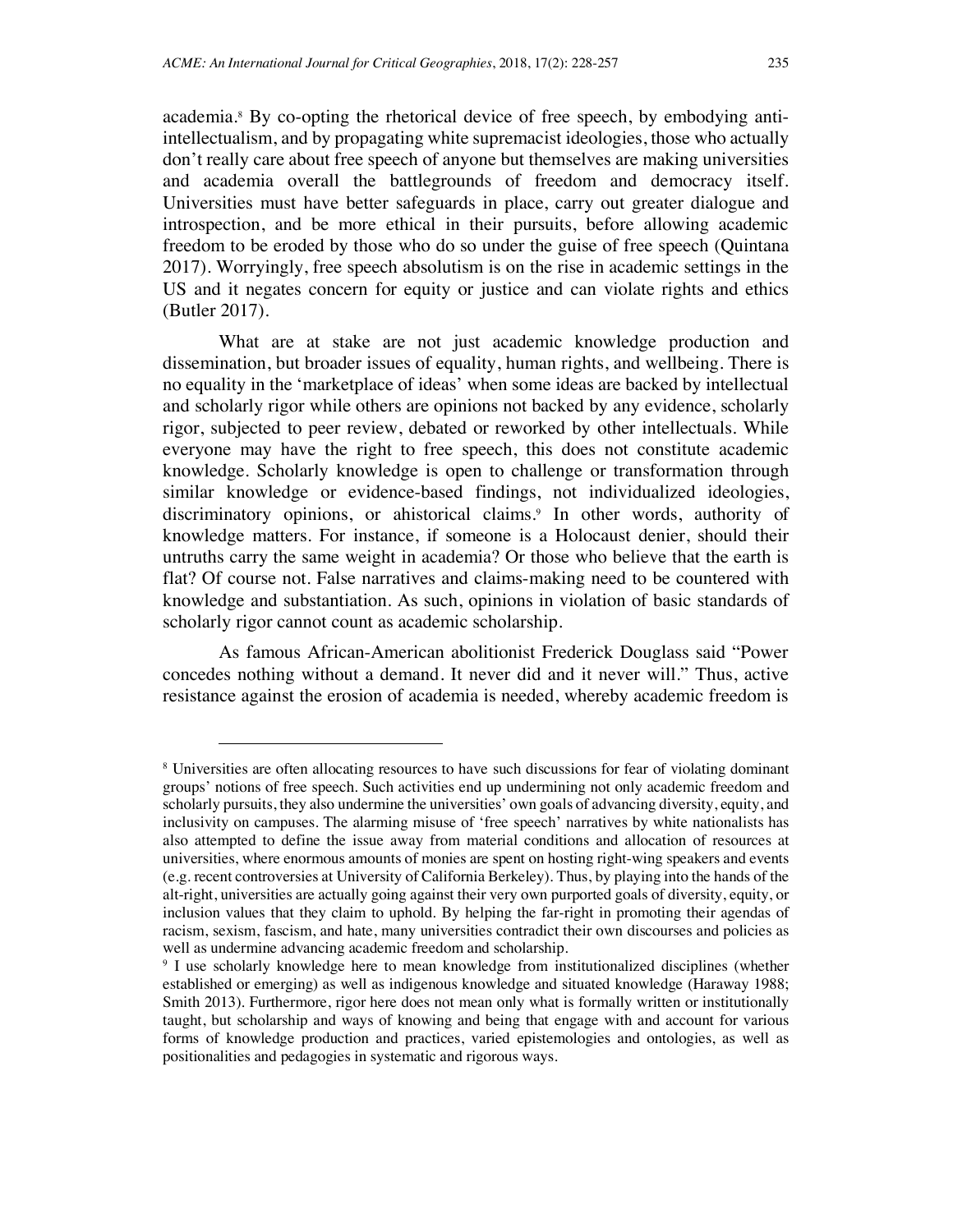academia.[8] By co-opting the rhetorical device of free speech, by embodying anti-intellectualism, and by propagating white supremacist ideologies, those who actually don't really care about free speech of anyone but themselves are making universities and academia overall the battlegrounds of freedom and democracy itself. Universities must have better safeguards in place, carry out greater dialogue and introspection, and be more ethical in their pursuits, before allowing academic freedom to be eroded by those who do so under the guise of free speech (Quintana 2017). Worryingly, free speech absolutism is on the rise in academic settings in the US and it negates concern for equity or justice and can violate rights and ethics (Butler 2017).

What are at stake are not just academic knowledge production and dissemination, but broader issues of equality, human rights, and wellbeing. There is no equality in the 'marketplace of ideas' when some ideas are backed by intellectual and scholarly rigor while others are opinions not backed by any evidence, scholarly rigor, subjected to peer review, debated or reworked by other intellectuals. While everyone may have the right to free speech, this does not constitute academic knowledge. Scholarly knowledge is open to challenge or transformation through similar knowledge or evidence-based findings, not individualized ideologies, discriminatory opinions, or ahistorical claims.[9] In other words, authority of knowledge matters. For instance, if someone is a Holocaust denier, should their untruths carry the same weight in academia? Or those who believe that the earth is flat? Of course not. False narratives and claims-making need to be countered with knowledge and substantiation. As such, opinions in violation of basic standards of scholarly rigor cannot count as academic scholarship.

As famous African-American abolitionist Frederick Douglass said "Power concedes nothing without a demand. It never did and it never will." Thus, active resistance against the erosion of academia is needed, whereby academic freedom is

---

[8] Universities are often allocating resources to have such discussions for fear of violating dominant groups' notions of free speech. Such activities end up undermining not only academic freedom and scholarly pursuits, they also undermine the universities' own goals of advancing diversity, equity, and inclusivity on campuses. The alarming misuse of 'free speech' narratives by white nationalists has also attempted to define the issue away from material conditions and allocation of resources at universities, where enormous amounts of monies are spent on hosting right-wing speakers and events (e.g. recent controversies at University of California Berkeley). Thus, by playing into the hands of the alt-right, universities are actually going against their very own purported goals of diversity, equity, or inclusion values that they claim to uphold. By helping the far-right in promoting their agendas of racism, sexism, fascism, and hate, many universities contradict their own discourses and policies as well as undermine advancing academic freedom and scholarship.

[9] I use scholarly knowledge here to mean knowledge from institutionalized disciplines (whether established or emerging) as well as indigenous knowledge and situated knowledge (Haraway 1988; Smith 2013). Furthermore, rigor here does not mean only what is formally written or institutionally taught, but scholarship and ways of knowing and being that engage with and account for various forms of knowledge production and practices, varied epistemologies and ontologies, as well as positionalities and pedagogies in systematic and rigorous ways.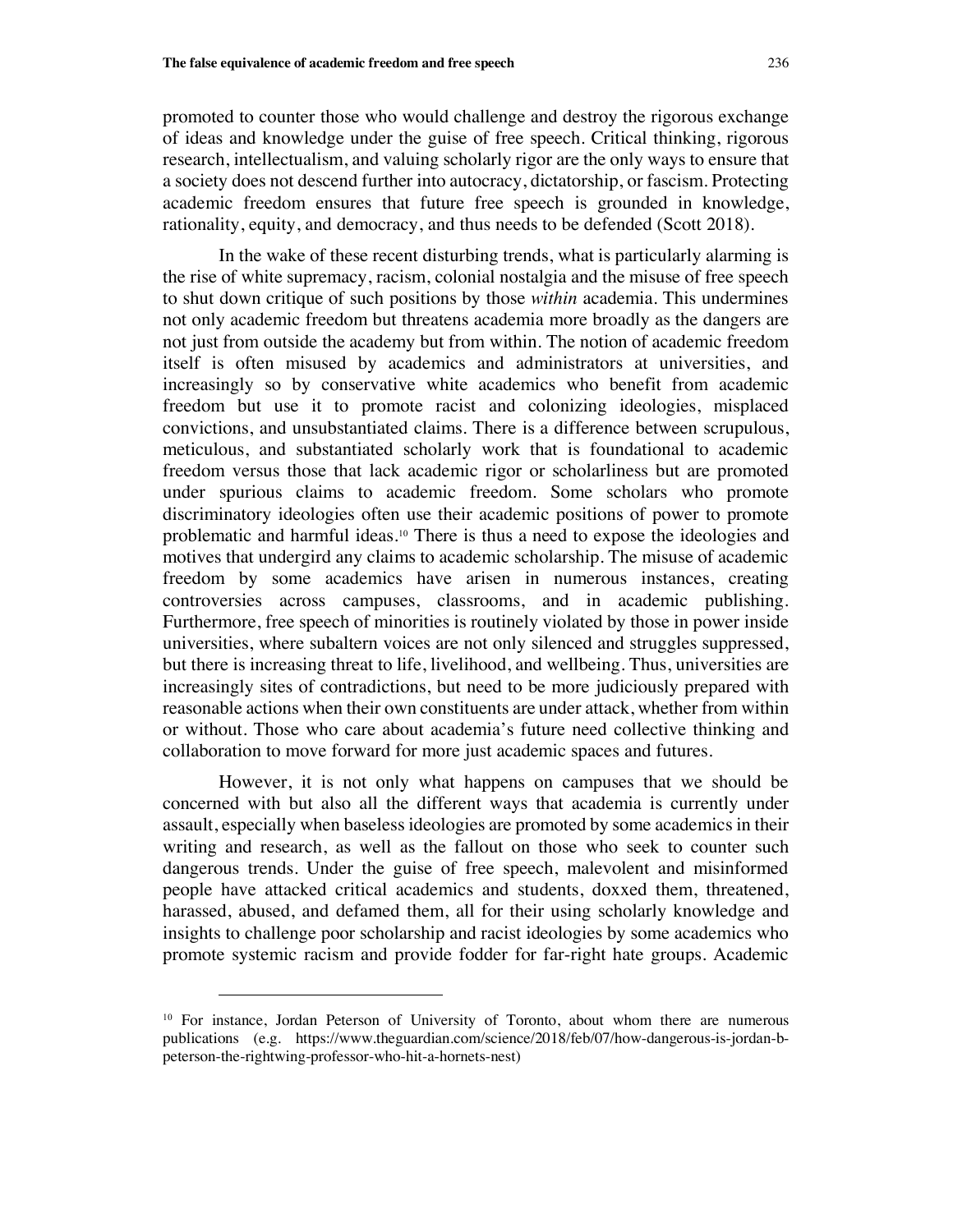promoted to counter those who would challenge and destroy the rigorous exchange of ideas and knowledge under the guise of free speech. Critical thinking, rigorous research, intellectualism, and valuing scholarly rigor are the only ways to ensure that a society does not descend further into autocracy, dictatorship, or fascism. Protecting academic freedom ensures that future free speech is grounded in knowledge, rationality, equity, and democracy, and thus needs to be defended (Scott 2018).

In the wake of these recent disturbing trends, what is particularly alarming is the rise of white supremacy, racism, colonial nostalgia and the misuse of free speech to shut down critique of such positions by those *within* academia. This undermines not only academic freedom but threatens academia more broadly as the dangers are not just from outside the academy but from within. The notion of academic freedom itself is often misused by academics and administrators at universities, and increasingly so by conservative white academics who benefit from academic freedom but use it to promote racist and colonizing ideologies, misplaced convictions, and unsubstantiated claims. There is a difference between scrupulous, meticulous, and substantiated scholarly work that is foundational to academic freedom versus those that lack academic rigor or scholarliness but are promoted under spurious claims to academic freedom. Some scholars who promote discriminatory ideologies often use their academic positions of power to promote problematic and harmful ideas.[10] There is thus a need to expose the ideologies and motives that undergird any claims to academic scholarship. The misuse of academic freedom by some academics have arisen in numerous instances, creating controversies across campuses, classrooms, and in academic publishing. Furthermore, free speech of minorities is routinely violated by those in power inside universities, where subaltern voices are not only silenced and struggles suppressed, but there is increasing threat to life, livelihood, and wellbeing. Thus, universities are increasingly sites of contradictions, but need to be more judiciously prepared with reasonable actions when their own constituents are under attack, whether from within or without. Those who care about academia's future need collective thinking and collaboration to move forward for more just academic spaces and futures.

However, it is not only what happens on campuses that we should be concerned with but also all the different ways that academia is currently under assault, especially when baseless ideologies are promoted by some academics in their writing and research, as well as the fallout on those who seek to counter such dangerous trends. Under the guise of free speech, malevolent and misinformed people have attacked critical academics and students, doxxed them, threatened, harassed, abused, and defamed them, all for their using scholarly knowledge and insights to challenge poor scholarship and racist ideologies by some academics who promote systemic racism and provide fodder for far-right hate groups. Academic

[10] For instance, Jordan Peterson of University of Toronto, about whom there are numerous publications (e.g. https://www.theguardian.com/science/2018/feb/07/how-dangerous-is-jordan-b-peterson-the-rightwing-professor-who-hit-a-hornets-nest)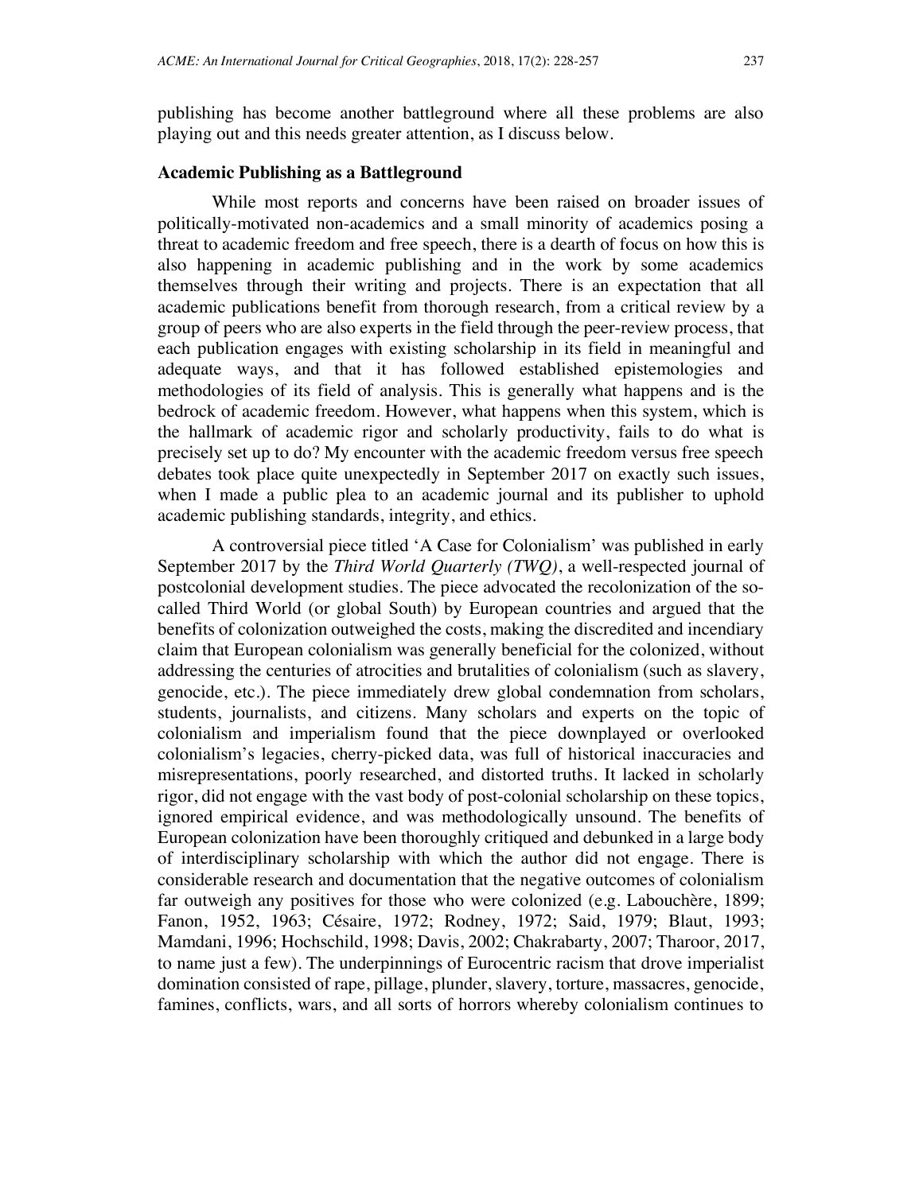publishing has become another battleground where all these problems are also playing out and this needs greater attention, as I discuss below.

### Academic Publishing as a Battleground

While most reports and concerns have been raised on broader issues of politically-motivated non-academics and a small minority of academics posing a threat to academic freedom and free speech, there is a dearth of focus on how this is also happening in academic publishing and in the work by some academics themselves through their writing and projects. There is an expectation that all academic publications benefit from thorough research, from a critical review by a group of peers who are also experts in the field through the peer-review process, that each publication engages with existing scholarship in its field in meaningful and adequate ways, and that it has followed established epistemologies and methodologies of its field of analysis. This is generally what happens and is the bedrock of academic freedom. However, what happens when this system, which is the hallmark of academic rigor and scholarly productivity, fails to do what is precisely set up to do? My encounter with the academic freedom versus free speech debates took place quite unexpectedly in September 2017 on exactly such issues, when I made a public plea to an academic journal and its publisher to uphold academic publishing standards, integrity, and ethics.

A controversial piece titled 'A Case for Colonialism' was published in early September 2017 by the *Third World Quarterly (TWQ)*, a well-respected journal of postcolonial development studies. The piece advocated the recolonization of the so-called Third World (or global South) by European countries and argued that the benefits of colonization outweighed the costs, making the discredited and incendiary claim that European colonialism was generally beneficial for the colonized, without addressing the centuries of atrocities and brutalities of colonialism (such as slavery, genocide, etc.). The piece immediately drew global condemnation from scholars, students, journalists, and citizens. Many scholars and experts on the topic of colonialism and imperialism found that the piece downplayed or overlooked colonialism's legacies, cherry-picked data, was full of historical inaccuracies and misrepresentations, poorly researched, and distorted truths. It lacked in scholarly rigor, did not engage with the vast body of post-colonial scholarship on these topics, ignored empirical evidence, and was methodologically unsound. The benefits of European colonization have been thoroughly critiqued and debunked in a large body of interdisciplinary scholarship with which the author did not engage. There is considerable research and documentation that the negative outcomes of colonialism far outweigh any positives for those who were colonized (e.g. Labouchère, 1899; Fanon, 1952, 1963; Césaire, 1972; Rodney, 1972; Said, 1979; Blaut, 1993; Mamdani, 1996; Hochschild, 1998; Davis, 2002; Chakrabarty, 2007; Tharoor, 2017, to name just a few). The underpinnings of Eurocentric racism that drove imperialist domination consisted of rape, pillage, plunder, slavery, torture, massacres, genocide, famines, conflicts, wars, and all sorts of horrors whereby colonialism continues to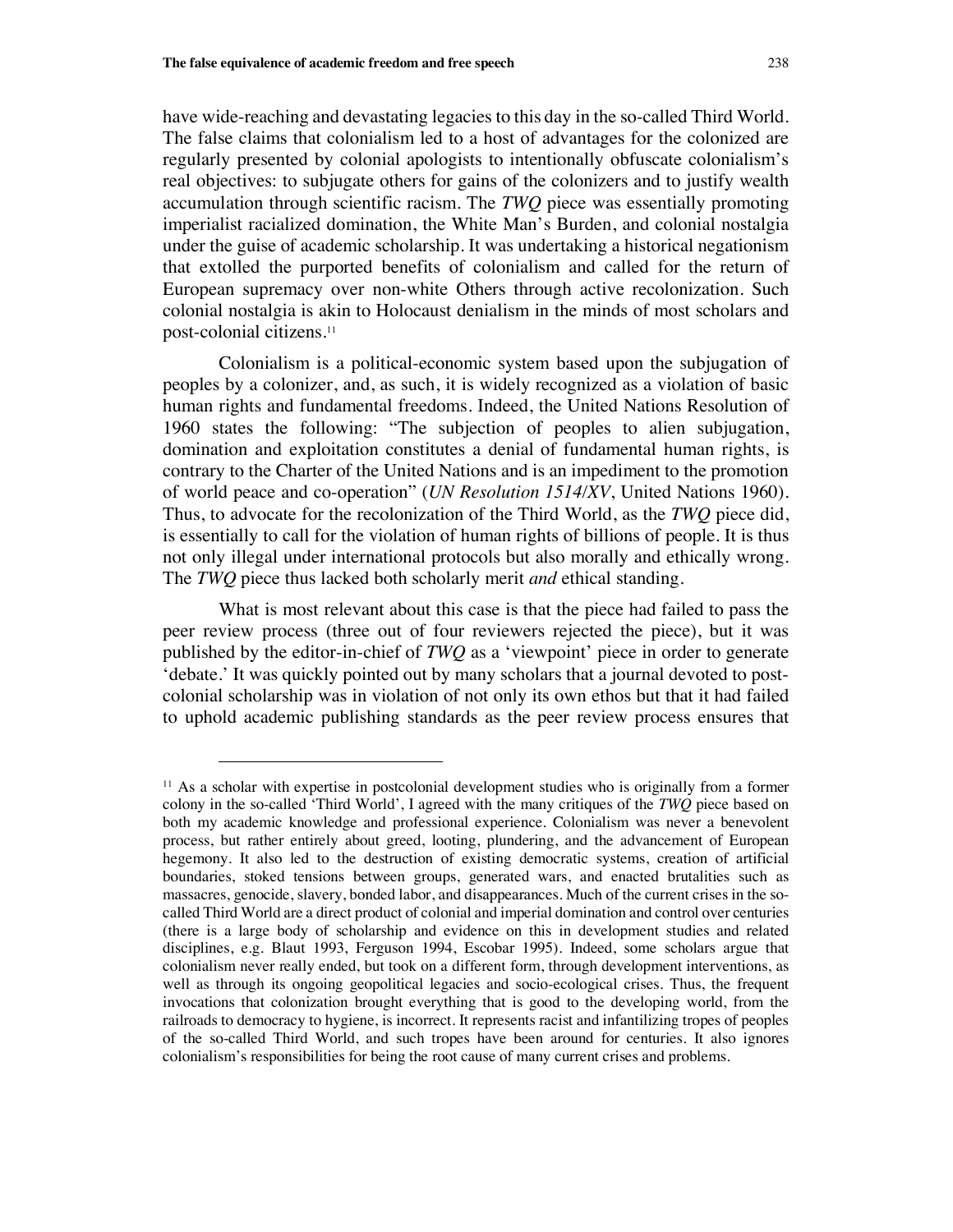have wide-reaching and devastating legacies to this day in the so-called Third World. The false claims that colonialism led to a host of advantages for the colonized are regularly presented by colonial apologists to intentionally obfuscate colonialism's real objectives: to subjugate others for gains of the colonizers and to justify wealth accumulation through scientific racism. The *TWQ* piece was essentially promoting imperialist racialized domination, the White Man's Burden, and colonial nostalgia under the guise of academic scholarship. It was undertaking a historical negationism that extolled the purported benefits of colonialism and called for the return of European supremacy over non-white Others through active recolonization. Such colonial nostalgia is akin to Holocaust denialism in the minds of most scholars and post-colonial citizens.[11]

Colonialism is a political-economic system based upon the subjugation of peoples by a colonizer, and, as such, it is widely recognized as a violation of basic human rights and fundamental freedoms. Indeed, the United Nations Resolution of 1960 states the following: "The subjection of peoples to alien subjugation, domination and exploitation constitutes a denial of fundamental human rights, is contrary to the Charter of the United Nations and is an impediment to the promotion of world peace and co-operation" (*UN Resolution 1514/XV*, United Nations 1960). Thus, to advocate for the recolonization of the Third World, as the *TWQ* piece did, is essentially to call for the violation of human rights of billions of people. It is thus not only illegal under international protocols but also morally and ethically wrong. The *TWQ* piece thus lacked both scholarly merit *and* ethical standing.

What is most relevant about this case is that the piece had failed to pass the peer review process (three out of four reviewers rejected the piece), but it was published by the editor-in-chief of *TWQ* as a 'viewpoint' piece in order to generate 'debate.' It was quickly pointed out by many scholars that a journal devoted to post-colonial scholarship was in violation of not only its own ethos but that it had failed to uphold academic publishing standards as the peer review process ensures that

---

[11] As a scholar with expertise in postcolonial development studies who is originally from a former colony in the so-called 'Third World', I agreed with the many critiques of the *TWQ* piece based on both my academic knowledge and professional experience. Colonialism was never a benevolent process, but rather entirely about greed, looting, plundering, and the advancement of European hegemony. It also led to the destruction of existing democratic systems, creation of artificial boundaries, stoked tensions between groups, generated wars, and enacted brutalities such as massacres, genocide, slavery, bonded labor, and disappearances. Much of the current crises in the so-called Third World are a direct product of colonial and imperial domination and control over centuries (there is a large body of scholarship and evidence on this in development studies and related disciplines, e.g. Blaut 1993, Ferguson 1994, Escobar 1995). Indeed, some scholars argue that colonialism never really ended, but took on a different form, through development interventions, as well as through its ongoing geopolitical legacies and socio-ecological crises. Thus, the frequent invocations that colonization brought everything that is good to the developing world, from the railroads to democracy to hygiene, is incorrect. It represents racist and infantilizing tropes of peoples of the so-called Third World, and such tropes have been around for centuries. It also ignores colonialism's responsibilities for being the root cause of many current crises and problems.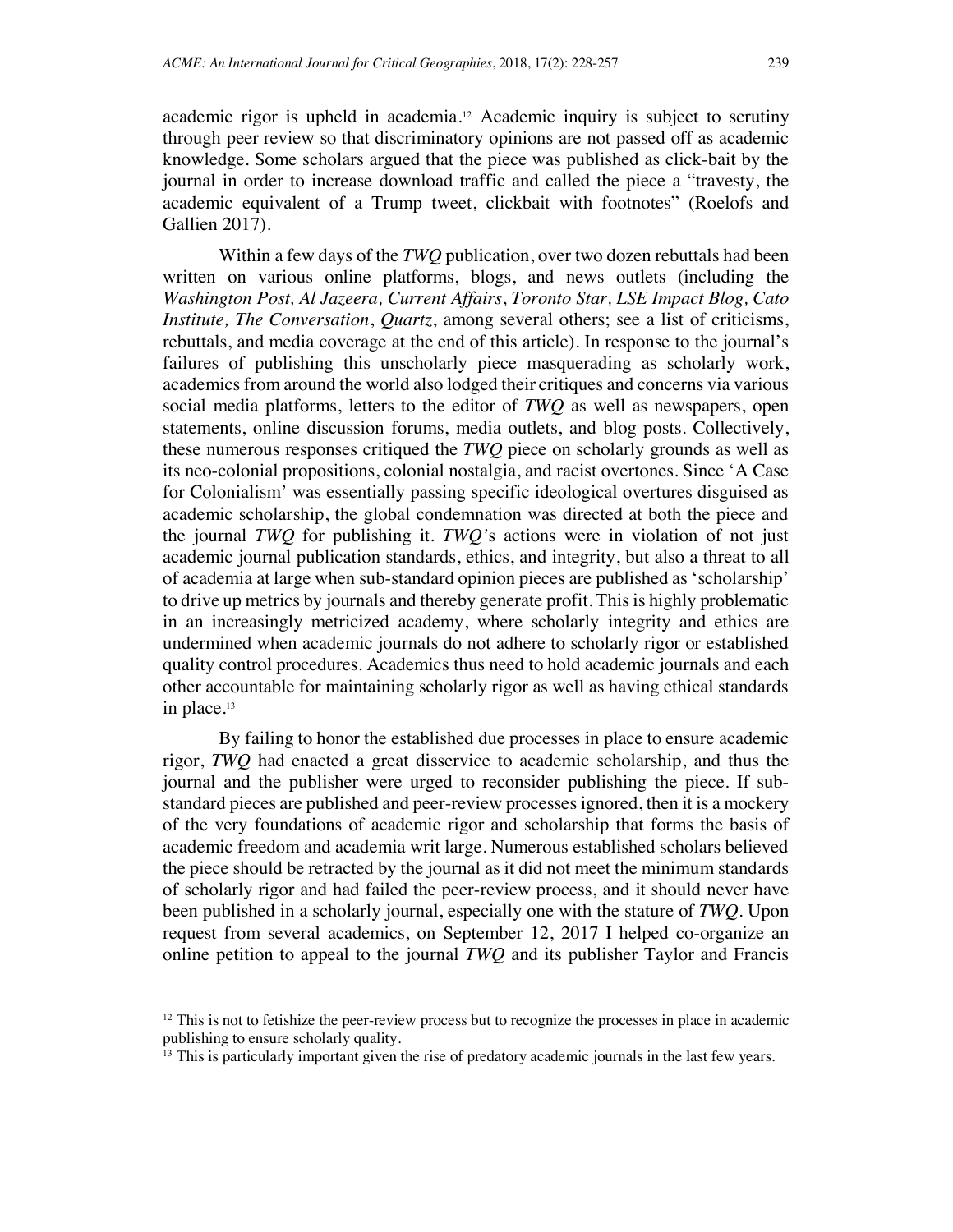academic rigor is upheld in academia.[12] Academic inquiry is subject to scrutiny through peer review so that discriminatory opinions are not passed off as academic knowledge. Some scholars argued that the piece was published as click-bait by the journal in order to increase download traffic and called the piece a "travesty, the academic equivalent of a Trump tweet, clickbait with footnotes" (Roelofs and Gallien 2017).

Within a few days of the *TWQ* publication, over two dozen rebuttals had been written on various online platforms, blogs, and news outlets (including the *Washington Post, Al Jazeera, Current Affairs*, *Toronto Star, LSE Impact Blog, Cato Institute, The Conversation*, *Quartz*, among several others; see a list of criticisms, rebuttals, and media coverage at the end of this article). In response to the journal's failures of publishing this unscholarly piece masquerading as scholarly work, academics from around the world also lodged their critiques and concerns via various social media platforms, letters to the editor of *TWQ* as well as newspapers, open statements, online discussion forums, media outlets, and blog posts. Collectively, these numerous responses critiqued the *TWQ* piece on scholarly grounds as well as its neo-colonial propositions, colonial nostalgia, and racist overtones. Since 'A Case for Colonialism' was essentially passing specific ideological overtures disguised as academic scholarship, the global condemnation was directed at both the piece and the journal *TWQ* for publishing it. *TWQ'*s actions were in violation of not just academic journal publication standards, ethics, and integrity, but also a threat to all of academia at large when sub-standard opinion pieces are published as 'scholarship' to drive up metrics by journals and thereby generate profit. This is highly problematic in an increasingly metricized academy, where scholarly integrity and ethics are undermined when academic journals do not adhere to scholarly rigor or established quality control procedures. Academics thus need to hold academic journals and each other accountable for maintaining scholarly rigor as well as having ethical standards in place.[13]

By failing to honor the established due processes in place to ensure academic rigor, *TWQ* had enacted a great disservice to academic scholarship, and thus the journal and the publisher were urged to reconsider publishing the piece. If sub-standard pieces are published and peer-review processes ignored, then it is a mockery of the very foundations of academic rigor and scholarship that forms the basis of academic freedom and academia writ large. Numerous established scholars believed the piece should be retracted by the journal as it did not meet the minimum standards of scholarly rigor and had failed the peer-review process, and it should never have been published in a scholarly journal, especially one with the stature of *TWQ*. Upon request from several academics, on September 12, 2017 I helped co-organize an online petition to appeal to the journal *TWQ* and its publisher Taylor and Francis

---

[12] This is not to fetishize the peer-review process but to recognize the processes in place in academic publishing to ensure scholarly quality.

[13] This is particularly important given the rise of predatory academic journals in the last few years.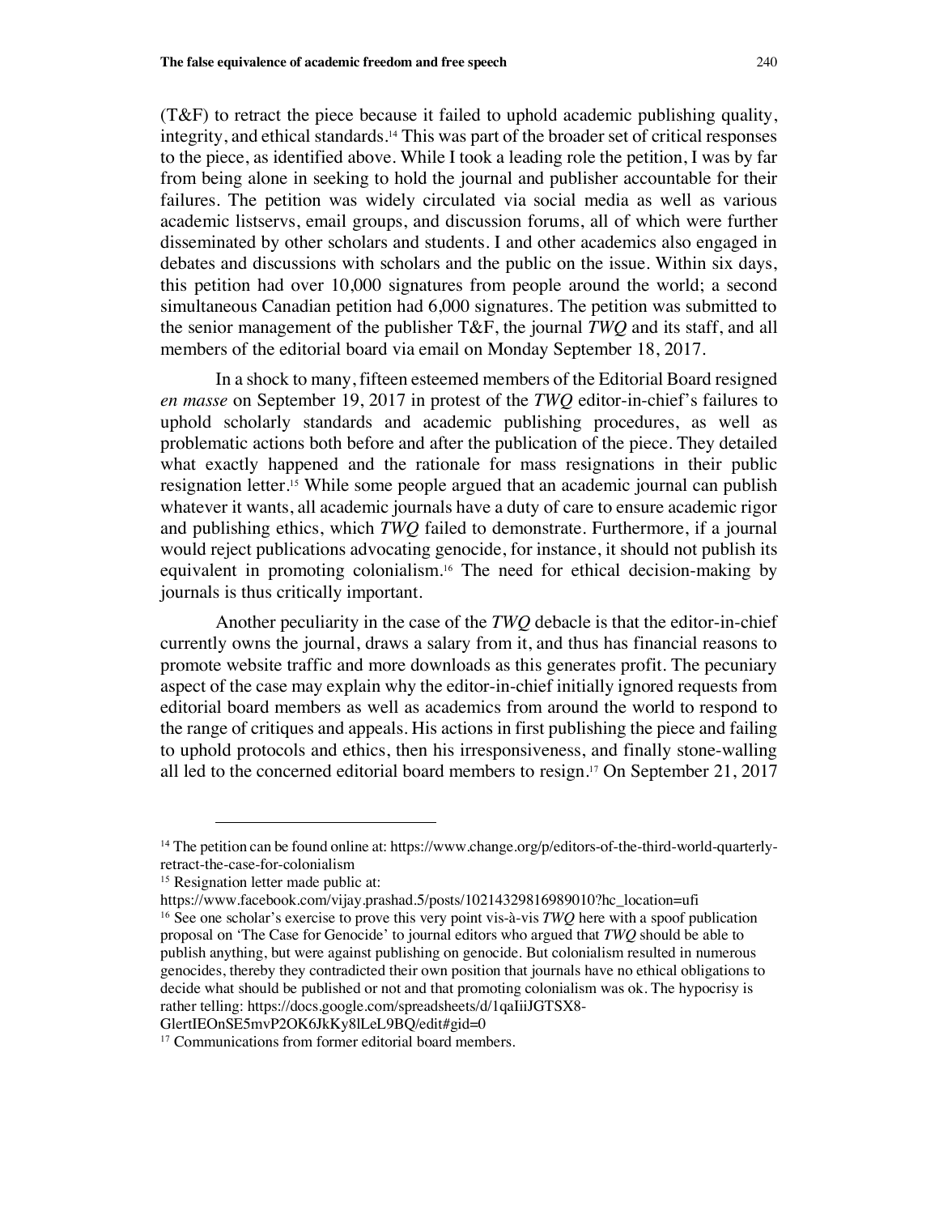(T&F) to retract the piece because it failed to uphold academic publishing quality, integrity, and ethical standards.[14] This was part of the broader set of critical responses to the piece, as identified above. While I took a leading role the petition, I was by far from being alone in seeking to hold the journal and publisher accountable for their failures. The petition was widely circulated via social media as well as various academic listservs, email groups, and discussion forums, all of which were further disseminated by other scholars and students. I and other academics also engaged in debates and discussions with scholars and the public on the issue. Within six days, this petition had over 10,000 signatures from people around the world; a second simultaneous Canadian petition had 6,000 signatures. The petition was submitted to the senior management of the publisher T&F, the journal *TWQ* and its staff, and all members of the editorial board via email on Monday September 18, 2017.

In a shock to many, fifteen esteemed members of the Editorial Board resigned *en masse* on September 19, 2017 in protest of the *TWQ* editor-in-chief's failures to uphold scholarly standards and academic publishing procedures, as well as problematic actions both before and after the publication of the piece. They detailed what exactly happened and the rationale for mass resignations in their public resignation letter.[15] While some people argued that an academic journal can publish whatever it wants, all academic journals have a duty of care to ensure academic rigor and publishing ethics, which *TWQ* failed to demonstrate. Furthermore, if a journal would reject publications advocating genocide, for instance, it should not publish its equivalent in promoting colonialism.[16] The need for ethical decision-making by journals is thus critically important.

Another peculiarity in the case of the *TWQ* debacle is that the editor-in-chief currently owns the journal, draws a salary from it, and thus has financial reasons to promote website traffic and more downloads as this generates profit. The pecuniary aspect of the case may explain why the editor-in-chief initially ignored requests from editorial board members as well as academics from around the world to respond to the range of critiques and appeals. His actions in first publishing the piece and failing to uphold protocols and ethics, then his irresponsiveness, and finally stone-walling all led to the concerned editorial board members to resign.[17] On September 21, 2017

---

[14] The petition can be found online at: https://www.change.org/p/editors-of-the-third-world-quarterly-retract-the-case-for-colonialism

[15] Resignation letter made public at: https://www.facebook.com/vijay.prashad.5/posts/10214329816989010?hc_location=ufi

[16] See one scholar's exercise to prove this very point vis-à-vis *TWQ* here with a spoof publication proposal on 'The Case for Genocide' to journal editors who argued that *TWQ* should be able to publish anything, but were against publishing on genocide. But colonialism resulted in numerous genocides, thereby they contradicted their own position that journals have no ethical obligations to decide what should be published or not and that promoting colonialism was ok. The hypocrisy is rather telling: https://docs.google.com/spreadsheets/d/1qaIiiJGTSX8-GlertIEOnSE5mvP2OK6JkKy8lLeL9BQ/edit#gid=0

[17] Communications from former editorial board members.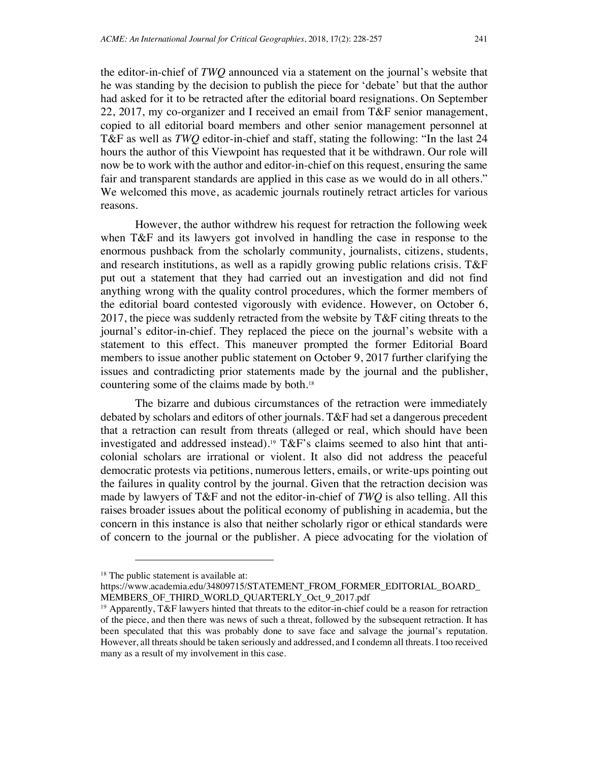the editor-in-chief of *TWQ* announced via a statement on the journal's website that he was standing by the decision to publish the piece for 'debate' but that the author had asked for it to be retracted after the editorial board resignations. On September 22, 2017, my co-organizer and I received an email from T&F senior management, copied to all editorial board members and other senior management personnel at T&F as well as *TWQ* editor-in-chief and staff, stating the following: "In the last 24 hours the author of this Viewpoint has requested that it be withdrawn. Our role will now be to work with the author and editor-in-chief on this request, ensuring the same fair and transparent standards are applied in this case as we would do in all others." We welcomed this move, as academic journals routinely retract articles for various reasons.

However, the author withdrew his request for retraction the following week when T&F and its lawyers got involved in handling the case in response to the enormous pushback from the scholarly community, journalists, citizens, students, and research institutions, as well as a rapidly growing public relations crisis. T&F put out a statement that they had carried out an investigation and did not find anything wrong with the quality control procedures, which the former members of the editorial board contested vigorously with evidence. However, on October 6, 2017, the piece was suddenly retracted from the website by T&F citing threats to the journal's editor-in-chief. They replaced the piece on the journal's website with a statement to this effect. This maneuver prompted the former Editorial Board members to issue another public statement on October 9, 2017 further clarifying the issues and contradicting prior statements made by the journal and the publisher, countering some of the claims made by both.[18]

The bizarre and dubious circumstances of the retraction were immediately debated by scholars and editors of other journals. T&F had set a dangerous precedent that a retraction can result from threats (alleged or real, which should have been investigated and addressed instead).[19] T&F's claims seemed to also hint that anti-colonial scholars are irrational or violent. It also did not address the peaceful democratic protests via petitions, numerous letters, emails, or write-ups pointing out the failures in quality control by the journal. Given that the retraction decision was made by lawyers of T&F and not the editor-in-chief of *TWQ* is also telling. All this raises broader issues about the political economy of publishing in academia, but the concern in this instance is also that neither scholarly rigor or ethical standards were of concern to the journal or the publisher. A piece advocating for the violation of

---

[18] The public statement is available at: https://www.academia.edu/34809715/STATEMENT_FROM_FORMER_EDITORIAL_BOARD_MEMBERS_OF_THIRD_WORLD_QUARTERLY_Oct_9_2017.pdf

[19] Apparently, T&F lawyers hinted that threats to the editor-in-chief could be a reason for retraction of the piece, and then there was news of such a threat, followed by the subsequent retraction. It has been speculated that this was probably done to save face and salvage the journal's reputation. However, all threats should be taken seriously and addressed, and I condemn all threats. I too received many as a result of my involvement in this case.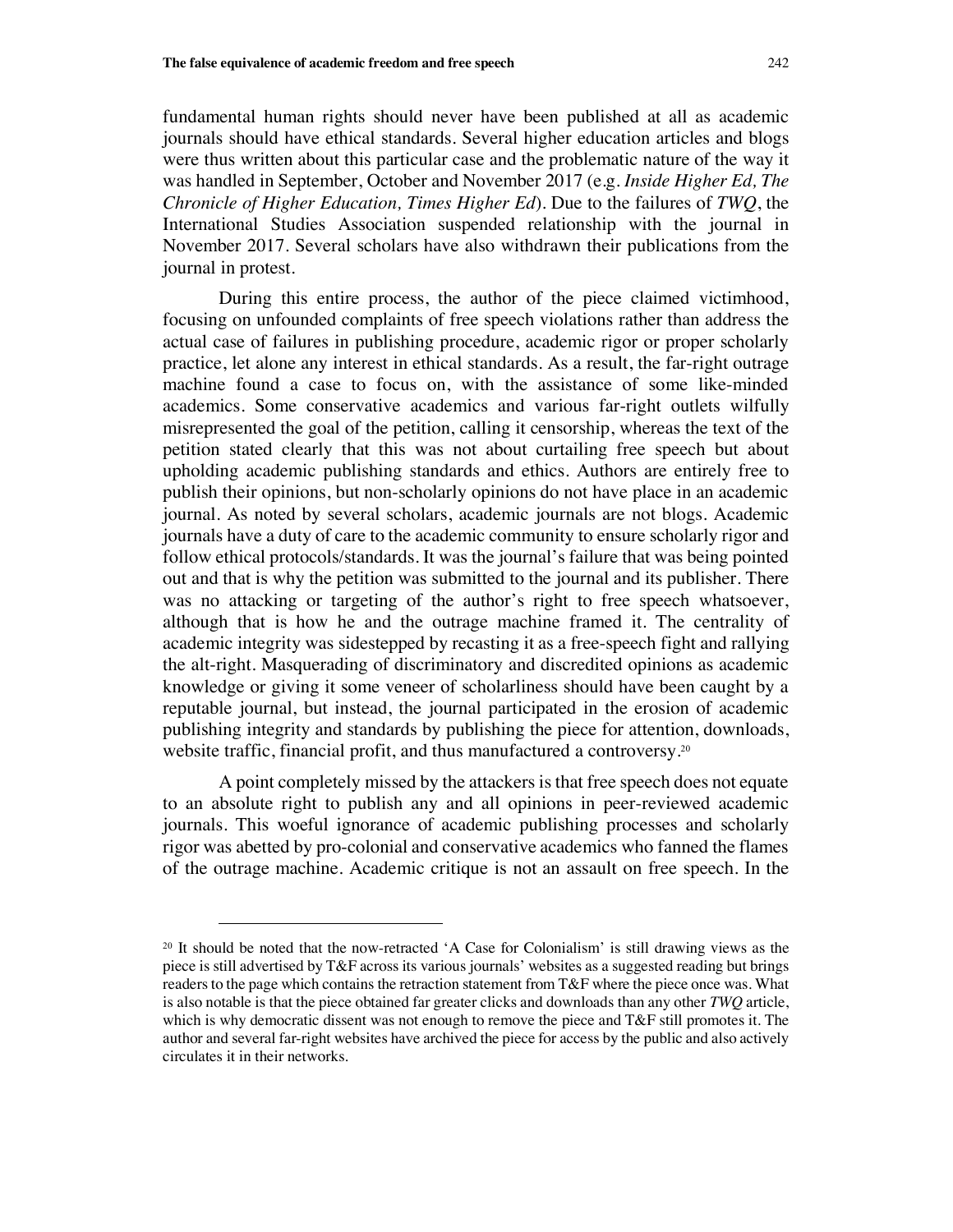fundamental human rights should never have been published at all as academic journals should have ethical standards. Several higher education articles and blogs were thus written about this particular case and the problematic nature of the way it was handled in September, October and November 2017 (e.g. *Inside Higher Ed, The Chronicle of Higher Education, Times Higher Ed*). Due to the failures of *TWQ*, the International Studies Association suspended relationship with the journal in November 2017. Several scholars have also withdrawn their publications from the journal in protest.

During this entire process, the author of the piece claimed victimhood, focusing on unfounded complaints of free speech violations rather than address the actual case of failures in publishing procedure, academic rigor or proper scholarly practice, let alone any interest in ethical standards. As a result, the far-right outrage machine found a case to focus on, with the assistance of some like-minded academics. Some conservative academics and various far-right outlets wilfully misrepresented the goal of the petition, calling it censorship, whereas the text of the petition stated clearly that this was not about curtailing free speech but about upholding academic publishing standards and ethics. Authors are entirely free to publish their opinions, but non-scholarly opinions do not have place in an academic journal. As noted by several scholars, academic journals are not blogs. Academic journals have a duty of care to the academic community to ensure scholarly rigor and follow ethical protocols/standards. It was the journal's failure that was being pointed out and that is why the petition was submitted to the journal and its publisher. There was no attacking or targeting of the author's right to free speech whatsoever, although that is how he and the outrage machine framed it. The centrality of academic integrity was sidestepped by recasting it as a free-speech fight and rallying the alt-right. Masquerading of discriminatory and discredited opinions as academic knowledge or giving it some veneer of scholarliness should have been caught by a reputable journal, but instead, the journal participated in the erosion of academic publishing integrity and standards by publishing the piece for attention, downloads, website traffic, financial profit, and thus manufactured a controversy.[20]

A point completely missed by the attackers is that free speech does not equate to an absolute right to publish any and all opinions in peer-reviewed academic journals. This woeful ignorance of academic publishing processes and scholarly rigor was abetted by pro-colonial and conservative academics who fanned the flames of the outrage machine. Academic critique is not an assault on free speech. In the

---

[20] It should be noted that the now-retracted 'A Case for Colonialism' is still drawing views as the piece is still advertised by T&F across its various journals' websites as a suggested reading but brings readers to the page which contains the retraction statement from T&F where the piece once was. What is also notable is that the piece obtained far greater clicks and downloads than any other *TWQ* article, which is why democratic dissent was not enough to remove the piece and T&F still promotes it. The author and several far-right websites have archived the piece for access by the public and also actively circulates it in their networks.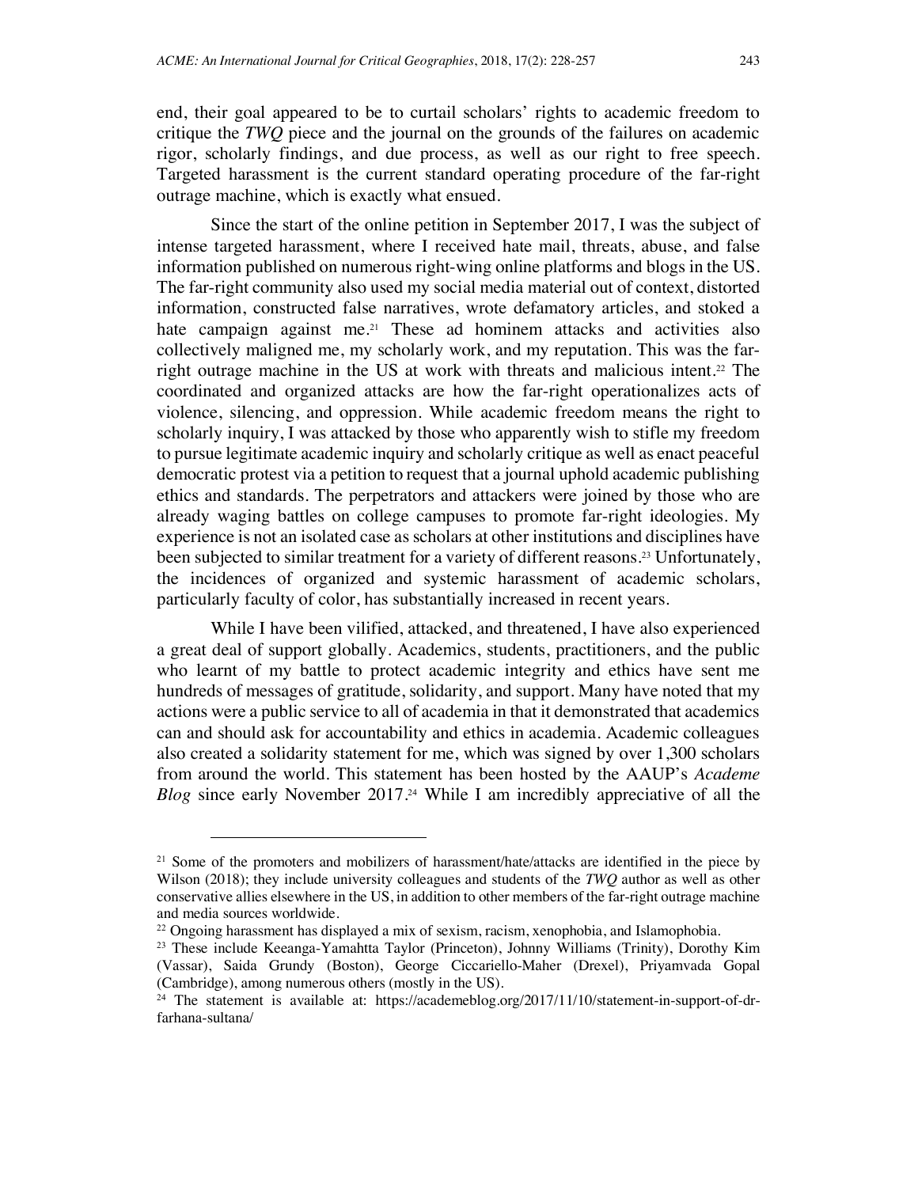end, their goal appeared to be to curtail scholars' rights to academic freedom to critique the *TWQ* piece and the journal on the grounds of the failures on academic rigor, scholarly findings, and due process, as well as our right to free speech. Targeted harassment is the current standard operating procedure of the far-right outrage machine, which is exactly what ensued.

Since the start of the online petition in September 2017, I was the subject of intense targeted harassment, where I received hate mail, threats, abuse, and false information published on numerous right-wing online platforms and blogs in the US. The far-right community also used my social media material out of context, distorted information, constructed false narratives, wrote defamatory articles, and stoked a hate campaign against me.[21] These ad hominem attacks and activities also collectively maligned me, my scholarly work, and my reputation. This was the far-right outrage machine in the US at work with threats and malicious intent.[22] The coordinated and organized attacks are how the far-right operationalizes acts of violence, silencing, and oppression. While academic freedom means the right to scholarly inquiry, I was attacked by those who apparently wish to stifle my freedom to pursue legitimate academic inquiry and scholarly critique as well as enact peaceful democratic protest via a petition to request that a journal uphold academic publishing ethics and standards. The perpetrators and attackers were joined by those who are already waging battles on college campuses to promote far-right ideologies. My experience is not an isolated case as scholars at other institutions and disciplines have been subjected to similar treatment for a variety of different reasons.[23] Unfortunately, the incidences of organized and systemic harassment of academic scholars, particularly faculty of color, has substantially increased in recent years.

While I have been vilified, attacked, and threatened, I have also experienced a great deal of support globally. Academics, students, practitioners, and the public who learnt of my battle to protect academic integrity and ethics have sent me hundreds of messages of gratitude, solidarity, and support. Many have noted that my actions were a public service to all of academia in that it demonstrated that academics can and should ask for accountability and ethics in academia. Academic colleagues also created a solidarity statement for me, which was signed by over 1,300 scholars from around the world. This statement has been hosted by the AAUP's *Academe Blog* since early November 2017.[24] While I am incredibly appreciative of all the

---

[21] Some of the promoters and mobilizers of harassment/hate/attacks are identified in the piece by Wilson (2018); they include university colleagues and students of the *TWQ* author as well as other conservative allies elsewhere in the US, in addition to other members of the far-right outrage machine and media sources worldwide.

[22] Ongoing harassment has displayed a mix of sexism, racism, xenophobia, and Islamophobia.

[23] These include Keeanga-Yamahtta Taylor (Princeton), Johnny Williams (Trinity), Dorothy Kim (Vassar), Saida Grundy (Boston), George Ciccariello-Maher (Drexel), Priyamvada Gopal (Cambridge), among numerous others (mostly in the US).

[24] The statement is available at: https://academeblog.org/2017/11/10/statement-in-support-of-dr-farhana-sultana/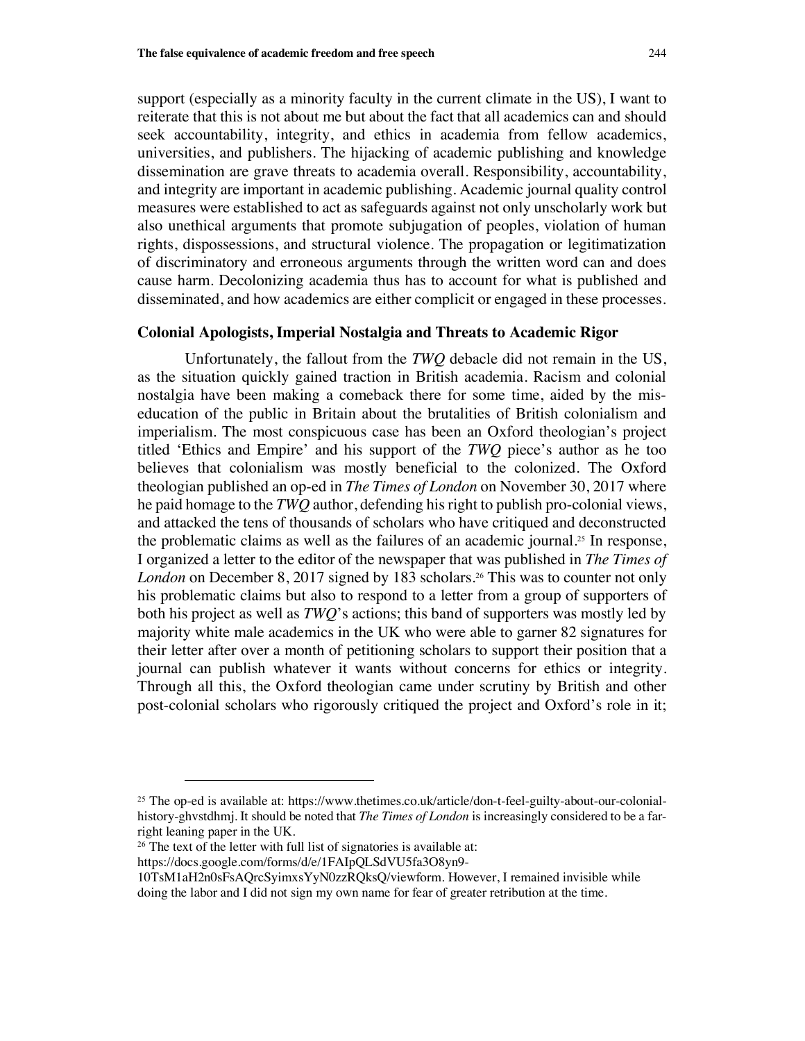support (especially as a minority faculty in the current climate in the US), I want to reiterate that this is not about me but about the fact that all academics can and should seek accountability, integrity, and ethics in academia from fellow academics, universities, and publishers. The hijacking of academic publishing and knowledge dissemination are grave threats to academia overall. Responsibility, accountability, and integrity are important in academic publishing. Academic journal quality control measures were established to act as safeguards against not only unscholarly work but also unethical arguments that promote subjugation of peoples, violation of human rights, dispossessions, and structural violence. The propagation or legitimatization of discriminatory and erroneous arguments through the written word can and does cause harm. Decolonizing academia thus has to account for what is published and disseminated, and how academics are either complicit or engaged in these processes.

### Colonial Apologists, Imperial Nostalgia and Threats to Academic Rigor

Unfortunately, the fallout from the *TWQ* debacle did not remain in the US, as the situation quickly gained traction in British academia. Racism and colonial nostalgia have been making a comeback there for some time, aided by the mis-education of the public in Britain about the brutalities of British colonialism and imperialism. The most conspicuous case has been an Oxford theologian's project titled 'Ethics and Empire' and his support of the *TWQ* piece's author as he too believes that colonialism was mostly beneficial to the colonized. The Oxford theologian published an op-ed in *The Times of London* on November 30, 2017 where he paid homage to the *TWQ* author, defending his right to publish pro-colonial views, and attacked the tens of thousands of scholars who have critiqued and deconstructed the problematic claims as well as the failures of an academic journal.[25] In response, I organized a letter to the editor of the newspaper that was published in *The Times of London* on December 8, 2017 signed by 183 scholars.[26] This was to counter not only his problematic claims but also to respond to a letter from a group of supporters of both his project as well as *TWQ*'s actions; this band of supporters was mostly led by majority white male academics in the UK who were able to garner 82 signatures for their letter after over a month of petitioning scholars to support their position that a journal can publish whatever it wants without concerns for ethics or integrity. Through all this, the Oxford theologian came under scrutiny by British and other post-colonial scholars who rigorously critiqued the project and Oxford's role in it;

---

[25] The op-ed is available at: https://www.thetimes.co.uk/article/don-t-feel-guilty-about-our-colonial-history-ghvstdhmj. It should be noted that *The Times of London* is increasingly considered to be a far-right leaning paper in the UK.

[26] The text of the letter with full list of signatories is available at: https://docs.google.com/forms/d/e/1FAIpQLSdVU5fa3O8yn9-10TsM1aH2n0sFsAQrcSyimxsYyN0zzRQksQ/viewform. However, I remained invisible while doing the labor and I did not sign my own name for fear of greater retribution at the time.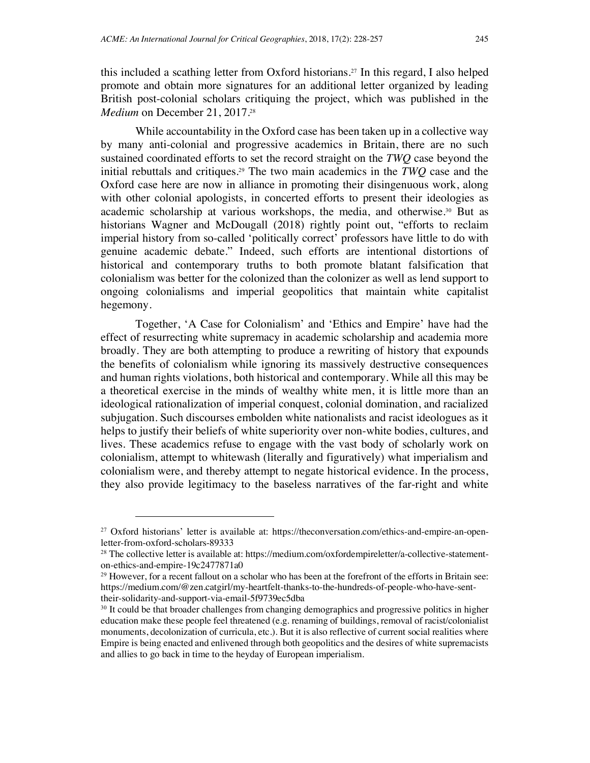this included a scathing letter from Oxford historians.[27] In this regard, I also helped promote and obtain more signatures for an additional letter organized by leading British post-colonial scholars critiquing the project, which was published in the *Medium* on December 21, 2017.[28]

While accountability in the Oxford case has been taken up in a collective way by many anti-colonial and progressive academics in Britain, there are no such sustained coordinated efforts to set the record straight on the *TWQ* case beyond the initial rebuttals and critiques.[29] The two main academics in the *TWQ* case and the Oxford case here are now in alliance in promoting their disingenuous work, along with other colonial apologists, in concerted efforts to present their ideologies as academic scholarship at various workshops, the media, and otherwise.[30] But as historians Wagner and McDougall (2018) rightly point out, "efforts to reclaim imperial history from so-called 'politically correct' professors have little to do with genuine academic debate." Indeed, such efforts are intentional distortions of historical and contemporary truths to both promote blatant falsification that colonialism was better for the colonized than the colonizer as well as lend support to ongoing colonialisms and imperial geopolitics that maintain white capitalist hegemony.

Together, 'A Case for Colonialism' and 'Ethics and Empire' have had the effect of resurrecting white supremacy in academic scholarship and academia more broadly. They are both attempting to produce a rewriting of history that expounds the benefits of colonialism while ignoring its massively destructive consequences and human rights violations, both historical and contemporary. While all this may be a theoretical exercise in the minds of wealthy white men, it is little more than an ideological rationalization of imperial conquest, colonial domination, and racialized subjugation. Such discourses embolden white nationalists and racist ideologues as it helps to justify their beliefs of white superiority over non-white bodies, cultures, and lives. These academics refuse to engage with the vast body of scholarly work on colonialism, attempt to whitewash (literally and figuratively) what imperialism and colonialism were, and thereby attempt to negate historical evidence. In the process, they also provide legitimacy to the baseless narratives of the far-right and white

---

[27] Oxford historians' letter is available at: https://theconversation.com/ethics-and-empire-an-open-letter-from-oxford-scholars-89333

[28] The collective letter is available at: https://medium.com/oxfordempireletter/a-collective-statement-on-ethics-and-empire-19c2477871a0

[29] However, for a recent fallout on a scholar who has been at the forefront of the efforts in Britain see: https://medium.com/@zen.catgirl/my-heartfelt-thanks-to-the-hundreds-of-people-who-have-sent-their-solidarity-and-support-via-email-5f9739ec5dba

[30] It could be that broader challenges from changing demographics and progressive politics in higher education make these people feel threatened (e.g. renaming of buildings, removal of racist/colonialist monuments, decolonization of curricula, etc.). But it is also reflective of current social realities where Empire is being enacted and enlivened through both geopolitics and the desires of white supremacists and allies to go back in time to the heyday of European imperialism.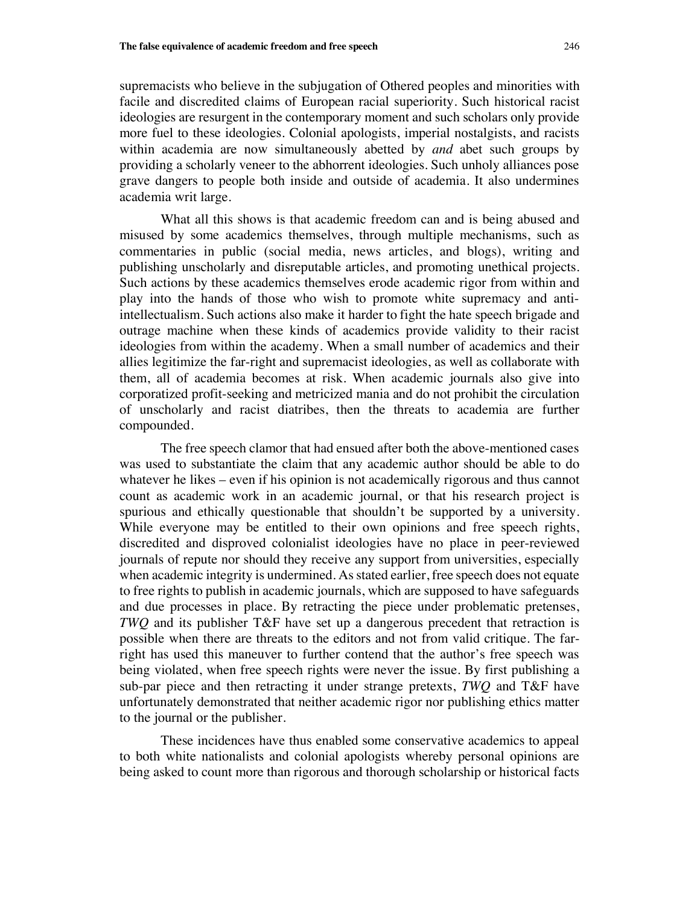supremacists who believe in the subjugation of Othered peoples and minorities with facile and discredited claims of European racial superiority. Such historical racist ideologies are resurgent in the contemporary moment and such scholars only provide more fuel to these ideologies. Colonial apologists, imperial nostalgists, and racists within academia are now simultaneously abetted by *and* abet such groups by providing a scholarly veneer to the abhorrent ideologies. Such unholy alliances pose grave dangers to people both inside and outside of academia. It also undermines academia writ large.

What all this shows is that academic freedom can and is being abused and misused by some academics themselves, through multiple mechanisms, such as commentaries in public (social media, news articles, and blogs), writing and publishing unscholarly and disreputable articles, and promoting unethical projects. Such actions by these academics themselves erode academic rigor from within and play into the hands of those who wish to promote white supremacy and anti-intellectualism. Such actions also make it harder to fight the hate speech brigade and outrage machine when these kinds of academics provide validity to their racist ideologies from within the academy. When a small number of academics and their allies legitimize the far-right and supremacist ideologies, as well as collaborate with them, all of academia becomes at risk. When academic journals also give into corporatized profit-seeking and metricized mania and do not prohibit the circulation of unscholarly and racist diatribes, then the threats to academia are further compounded.

The free speech clamor that had ensued after both the above-mentioned cases was used to substantiate the claim that any academic author should be able to do whatever he likes – even if his opinion is not academically rigorous and thus cannot count as academic work in an academic journal, or that his research project is spurious and ethically questionable that shouldn't be supported by a university. While everyone may be entitled to their own opinions and free speech rights, discredited and disproved colonialist ideologies have no place in peer-reviewed journals of repute nor should they receive any support from universities, especially when academic integrity is undermined. As stated earlier, free speech does not equate to free rights to publish in academic journals, which are supposed to have safeguards and due processes in place. By retracting the piece under problematic pretenses, *TWQ* and its publisher T&F have set up a dangerous precedent that retraction is possible when there are threats to the editors and not from valid critique. The far-right has used this maneuver to further contend that the author's free speech was being violated, when free speech rights were never the issue. By first publishing a sub-par piece and then retracting it under strange pretexts, *TWQ* and T&F have unfortunately demonstrated that neither academic rigor nor publishing ethics matter to the journal or the publisher.

These incidences have thus enabled some conservative academics to appeal to both white nationalists and colonial apologists whereby personal opinions are being asked to count more than rigorous and thorough scholarship or historical facts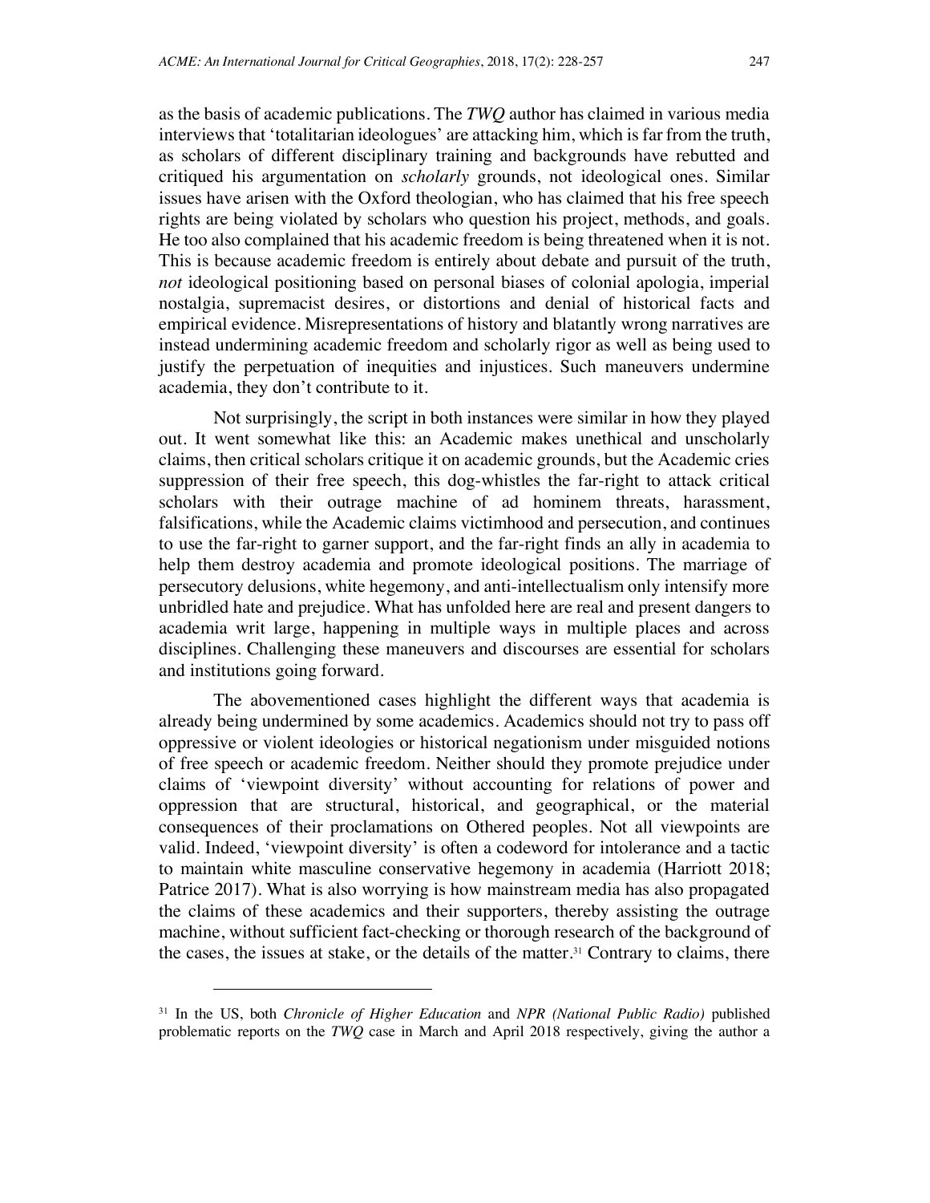as the basis of academic publications. The *TWQ* author has claimed in various media interviews that 'totalitarian ideologues' are attacking him, which is far from the truth, as scholars of different disciplinary training and backgrounds have rebutted and critiqued his argumentation on *scholarly* grounds, not ideological ones. Similar issues have arisen with the Oxford theologian, who has claimed that his free speech rights are being violated by scholars who question his project, methods, and goals. He too also complained that his academic freedom is being threatened when it is not. This is because academic freedom is entirely about debate and pursuit of the truth, *not* ideological positioning based on personal biases of colonial apologia, imperial nostalgia, supremacist desires, or distortions and denial of historical facts and empirical evidence. Misrepresentations of history and blatantly wrong narratives are instead undermining academic freedom and scholarly rigor as well as being used to justify the perpetuation of inequities and injustices. Such maneuvers undermine academia, they don't contribute to it.

Not surprisingly, the script in both instances were similar in how they played out. It went somewhat like this: an Academic makes unethical and unscholarly claims, then critical scholars critique it on academic grounds, but the Academic cries suppression of their free speech, this dog-whistles the far-right to attack critical scholars with their outrage machine of ad hominem threats, harassment, falsifications, while the Academic claims victimhood and persecution, and continues to use the far-right to garner support, and the far-right finds an ally in academia to help them destroy academia and promote ideological positions. The marriage of persecutory delusions, white hegemony, and anti-intellectualism only intensify more unbridled hate and prejudice. What has unfolded here are real and present dangers to academia writ large, happening in multiple ways in multiple places and across disciplines. Challenging these maneuvers and discourses are essential for scholars and institutions going forward.

The abovementioned cases highlight the different ways that academia is already being undermined by some academics. Academics should not try to pass off oppressive or violent ideologies or historical negationism under misguided notions of free speech or academic freedom. Neither should they promote prejudice under claims of 'viewpoint diversity' without accounting for relations of power and oppression that are structural, historical, and geographical, or the material consequences of their proclamations on Othered peoples. Not all viewpoints are valid. Indeed, 'viewpoint diversity' is often a codeword for intolerance and a tactic to maintain white masculine conservative hegemony in academia (Harriott 2018; Patrice 2017). What is also worrying is how mainstream media has also propagated the claims of these academics and their supporters, thereby assisting the outrage machine, without sufficient fact-checking or thorough research of the background of the cases, the issues at stake, or the details of the matter.[31] Contrary to claims, there

[31] In the US, both *Chronicle of Higher Education* and *NPR (National Public Radio)* published problematic reports on the *TWQ* case in March and April 2018 respectively, giving the author a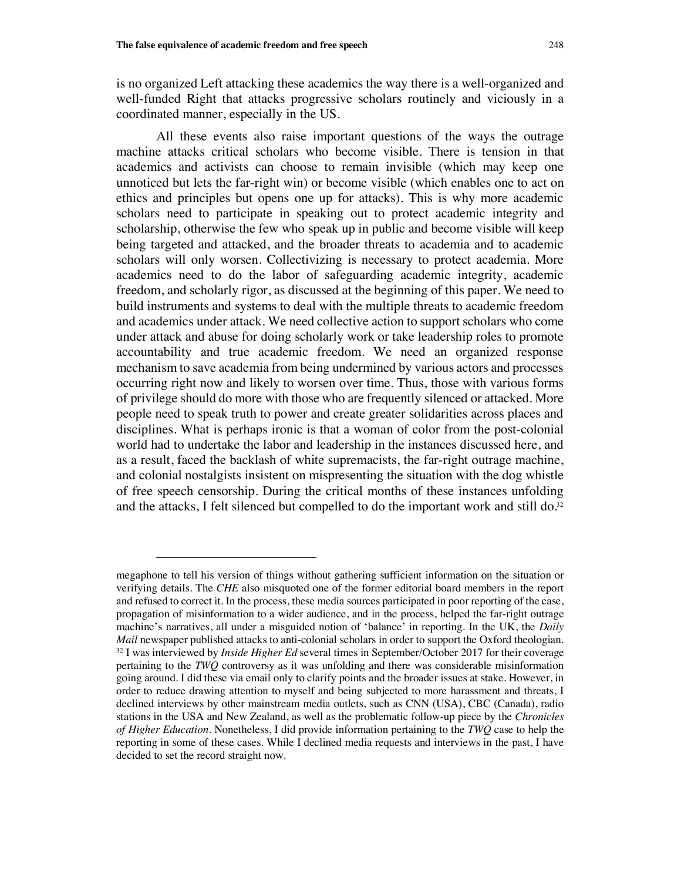is no organized Left attacking these academics the way there is a well-organized and well-funded Right that attacks progressive scholars routinely and viciously in a coordinated manner, especially in the US.

All these events also raise important questions of the ways the outrage machine attacks critical scholars who become visible. There is tension in that academics and activists can choose to remain invisible (which may keep one unnoticed but lets the far-right win) or become visible (which enables one to act on ethics and principles but opens one up for attacks). This is why more academic scholars need to participate in speaking out to protect academic integrity and scholarship, otherwise the few who speak up in public and become visible will keep being targeted and attacked, and the broader threats to academia and to academic scholars will only worsen. Collectivizing is necessary to protect academia. More academics need to do the labor of safeguarding academic integrity, academic freedom, and scholarly rigor, as discussed at the beginning of this paper. We need to build instruments and systems to deal with the multiple threats to academic freedom and academics under attack. We need collective action to support scholars who come under attack and abuse for doing scholarly work or take leadership roles to promote accountability and true academic freedom. We need an organized response mechanism to save academia from being undermined by various actors and processes occurring right now and likely to worsen over time. Thus, those with various forms of privilege should do more with those who are frequently silenced or attacked. More people need to speak truth to power and create greater solidarities across places and disciplines. What is perhaps ironic is that a woman of color from the post-colonial world had to undertake the labor and leadership in the instances discussed here, and as a result, faced the backlash of white supremacists, the far-right outrage machine, and colonial nostalgists insistent on mispresenting the situation with the dog whistle of free speech censorship. During the critical months of these instances unfolding and the attacks, I felt silenced but compelled to do the important work and still do.[32]

---

megaphone to tell his version of things without gathering sufficient information on the situation or verifying details. The *CHE* also misquoted one of the former editorial board members in the report and refused to correct it. In the process, these media sources participated in poor reporting of the case, propagation of misinformation to a wider audience, and in the process, helped the far-right outrage machine's narratives, all under a misguided notion of 'balance' in reporting. In the UK, the *Daily Mail* newspaper published attacks to anti-colonial scholars in order to support the Oxford theologian.

[32] I was interviewed by *Inside Higher Ed* several times in September/October 2017 for their coverage pertaining to the *TWQ* controversy as it was unfolding and there was considerable misinformation going around. I did these via email only to clarify points and the broader issues at stake. However, in order to reduce drawing attention to myself and being subjected to more harassment and threats, I declined interviews by other mainstream media outlets, such as CNN (USA), CBC (Canada), radio stations in the USA and New Zealand, as well as the problematic follow-up piece by the *Chronicles of Higher Education*. Nonetheless, I did provide information pertaining to the *TWQ* case to help the reporting in some of these cases. While I declined media requests and interviews in the past, I have decided to set the record straight now.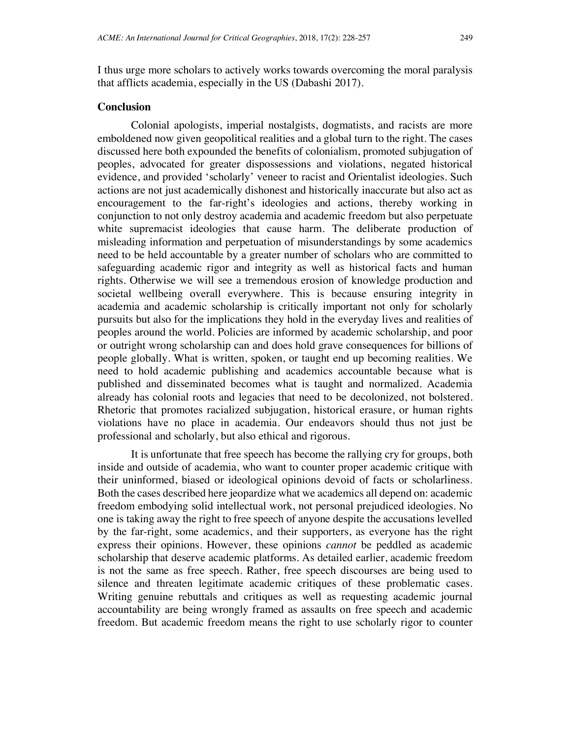I thus urge more scholars to actively works towards overcoming the moral paralysis that afflicts academia, especially in the US (Dabashi 2017).

## Conclusion

Colonial apologists, imperial nostalgists, dogmatists, and racists are more emboldened now given geopolitical realities and a global turn to the right. The cases discussed here both expounded the benefits of colonialism, promoted subjugation of peoples, advocated for greater dispossessions and violations, negated historical evidence, and provided 'scholarly' veneer to racist and Orientalist ideologies. Such actions are not just academically dishonest and historically inaccurate but also act as encouragement to the far-right's ideologies and actions, thereby working in conjunction to not only destroy academia and academic freedom but also perpetuate white supremacist ideologies that cause harm. The deliberate production of misleading information and perpetuation of misunderstandings by some academics need to be held accountable by a greater number of scholars who are committed to safeguarding academic rigor and integrity as well as historical facts and human rights. Otherwise we will see a tremendous erosion of knowledge production and societal wellbeing overall everywhere. This is because ensuring integrity in academia and academic scholarship is critically important not only for scholarly pursuits but also for the implications they hold in the everyday lives and realities of peoples around the world. Policies are informed by academic scholarship, and poor or outright wrong scholarship can and does hold grave consequences for billions of people globally. What is written, spoken, or taught end up becoming realities. We need to hold academic publishing and academics accountable because what is published and disseminated becomes what is taught and normalized. Academia already has colonial roots and legacies that need to be decolonized, not bolstered. Rhetoric that promotes racialized subjugation, historical erasure, or human rights violations have no place in academia. Our endeavors should thus not just be professional and scholarly, but also ethical and rigorous.

It is unfortunate that free speech has become the rallying cry for groups, both inside and outside of academia, who want to counter proper academic critique with their uninformed, biased or ideological opinions devoid of facts or scholarliness. Both the cases described here jeopardize what we academics all depend on: academic freedom embodying solid intellectual work, not personal prejudiced ideologies. No one is taking away the right to free speech of anyone despite the accusations levelled by the far-right, some academics, and their supporters, as everyone has the right express their opinions. However, these opinions *cannot* be peddled as academic scholarship that deserve academic platforms. As detailed earlier, academic freedom is not the same as free speech. Rather, free speech discourses are being used to silence and threaten legitimate academic critiques of these problematic cases. Writing genuine rebuttals and critiques as well as requesting academic journal accountability are being wrongly framed as assaults on free speech and academic freedom. But academic freedom means the right to use scholarly rigor to counter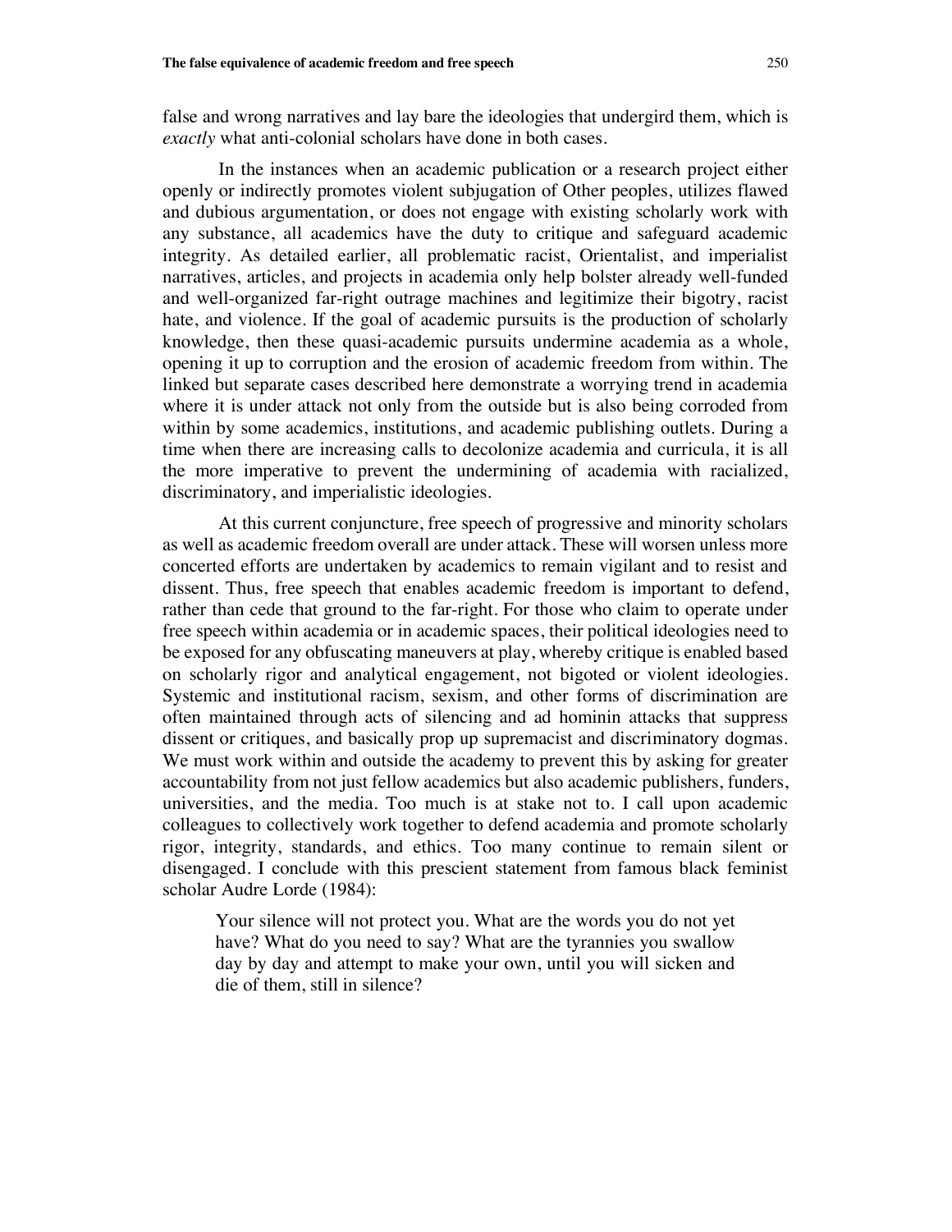false and wrong narratives and lay bare the ideologies that undergird them, which is *exactly* what anti-colonial scholars have done in both cases.

In the instances when an academic publication or a research project either openly or indirectly promotes violent subjugation of Other peoples, utilizes flawed and dubious argumentation, or does not engage with existing scholarly work with any substance, all academics have the duty to critique and safeguard academic integrity. As detailed earlier, all problematic racist, Orientalist, and imperialist narratives, articles, and projects in academia only help bolster already well-funded and well-organized far-right outrage machines and legitimize their bigotry, racist hate, and violence. If the goal of academic pursuits is the production of scholarly knowledge, then these quasi-academic pursuits undermine academia as a whole, opening it up to corruption and the erosion of academic freedom from within. The linked but separate cases described here demonstrate a worrying trend in academia where it is under attack not only from the outside but is also being corroded from within by some academics, institutions, and academic publishing outlets. During a time when there are increasing calls to decolonize academia and curricula, it is all the more imperative to prevent the undermining of academia with racialized, discriminatory, and imperialistic ideologies.

At this current conjuncture, free speech of progressive and minority scholars as well as academic freedom overall are under attack. These will worsen unless more concerted efforts are undertaken by academics to remain vigilant and to resist and dissent. Thus, free speech that enables academic freedom is important to defend, rather than cede that ground to the far-right. For those who claim to operate under free speech within academia or in academic spaces, their political ideologies need to be exposed for any obfuscating maneuvers at play, whereby critique is enabled based on scholarly rigor and analytical engagement, not bigoted or violent ideologies. Systemic and institutional racism, sexism, and other forms of discrimination are often maintained through acts of silencing and ad hominin attacks that suppress dissent or critiques, and basically prop up supremacist and discriminatory dogmas. We must work within and outside the academy to prevent this by asking for greater accountability from not just fellow academics but also academic publishers, funders, universities, and the media. Too much is at stake not to. I call upon academic colleagues to collectively work together to defend academia and promote scholarly rigor, integrity, standards, and ethics. Too many continue to remain silent or disengaged. I conclude with this prescient statement from famous black feminist scholar Audre Lorde (1984):

> Your silence will not protect you. What are the words you do not yet have? What do you need to say? What are the tyrannies you swallow day by day and attempt to make your own, until you will sicken and die of them, still in silence?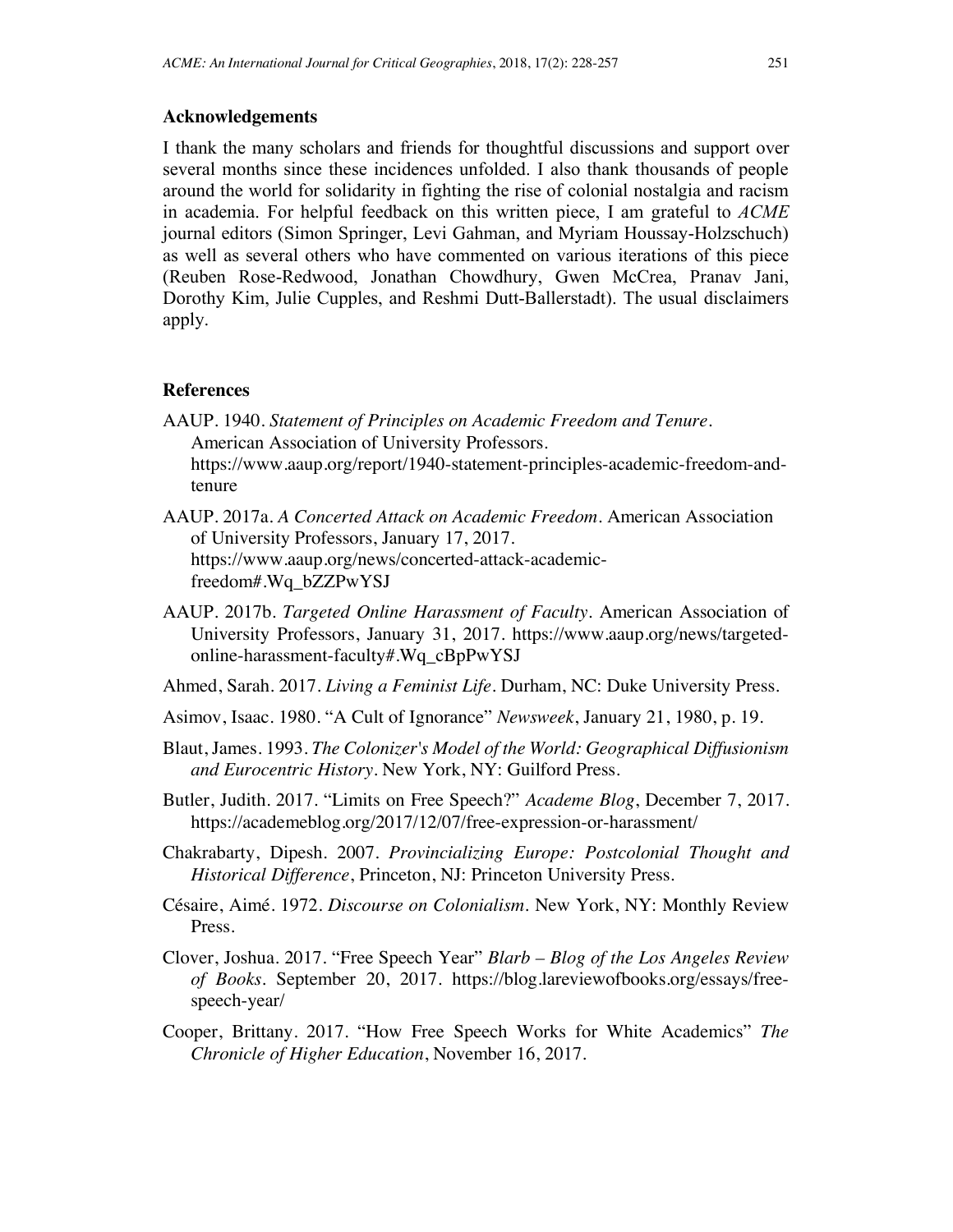## Acknowledgements

I thank the many scholars and friends for thoughtful discussions and support over several months since these incidences unfolded. I also thank thousands of people around the world for solidarity in fighting the rise of colonial nostalgia and racism in academia. For helpful feedback on this written piece, I am grateful to *ACME* journal editors (Simon Springer, Levi Gahman, and Myriam Houssay-Holzschuch) as well as several others who have commented on various iterations of this piece (Reuben Rose-Redwood, Jonathan Chowdhury, Gwen McCrea, Pranav Jani, Dorothy Kim, Julie Cupples, and Reshmi Dutt-Ballerstadt). The usual disclaimers apply.

## References

AAUP. 1940. *Statement of Principles on Academic Freedom and Tenure*. American Association of University Professors. https://www.aaup.org/report/1940-statement-principles-academic-freedom-and-tenure

AAUP. 2017a. *A Concerted Attack on Academic Freedom*. American Association of University Professors, January 17, 2017. https://www.aaup.org/news/concerted-attack-academic-freedom#.Wq_bZZPwYSJ

AAUP. 2017b. *Targeted Online Harassment of Faculty*. American Association of University Professors, January 31, 2017. https://www.aaup.org/news/targeted-online-harassment-faculty#.Wq_cBpPwYSJ

Ahmed, Sarah. 2017. *Living a Feminist Life*. Durham, NC: Duke University Press.

Asimov, Isaac. 1980. "A Cult of Ignorance" *Newsweek*, January 21, 1980, p. 19.

Blaut, James. 1993. *The Colonizer's Model of the World: Geographical Diffusionism and Eurocentric History*. New York, NY: Guilford Press.

Butler, Judith. 2017. "Limits on Free Speech?" *Academe Blog*, December 7, 2017. https://academeblog.org/2017/12/07/free-expression-or-harassment/

Chakrabarty, Dipesh. 2007. *Provincializing Europe: Postcolonial Thought and Historical Difference*, Princeton, NJ: Princeton University Press.

Césaire, Aimé. 1972. *Discourse on Colonialism*. New York, NY: Monthly Review Press.

Clover, Joshua. 2017. "Free Speech Year" *Blarb – Blog of the Los Angeles Review of Books*. September 20, 2017. https://blog.lareviewofbooks.org/essays/free-speech-year/

Cooper, Brittany. 2017. "How Free Speech Works for White Academics" *The Chronicle of Higher Education*, November 16, 2017.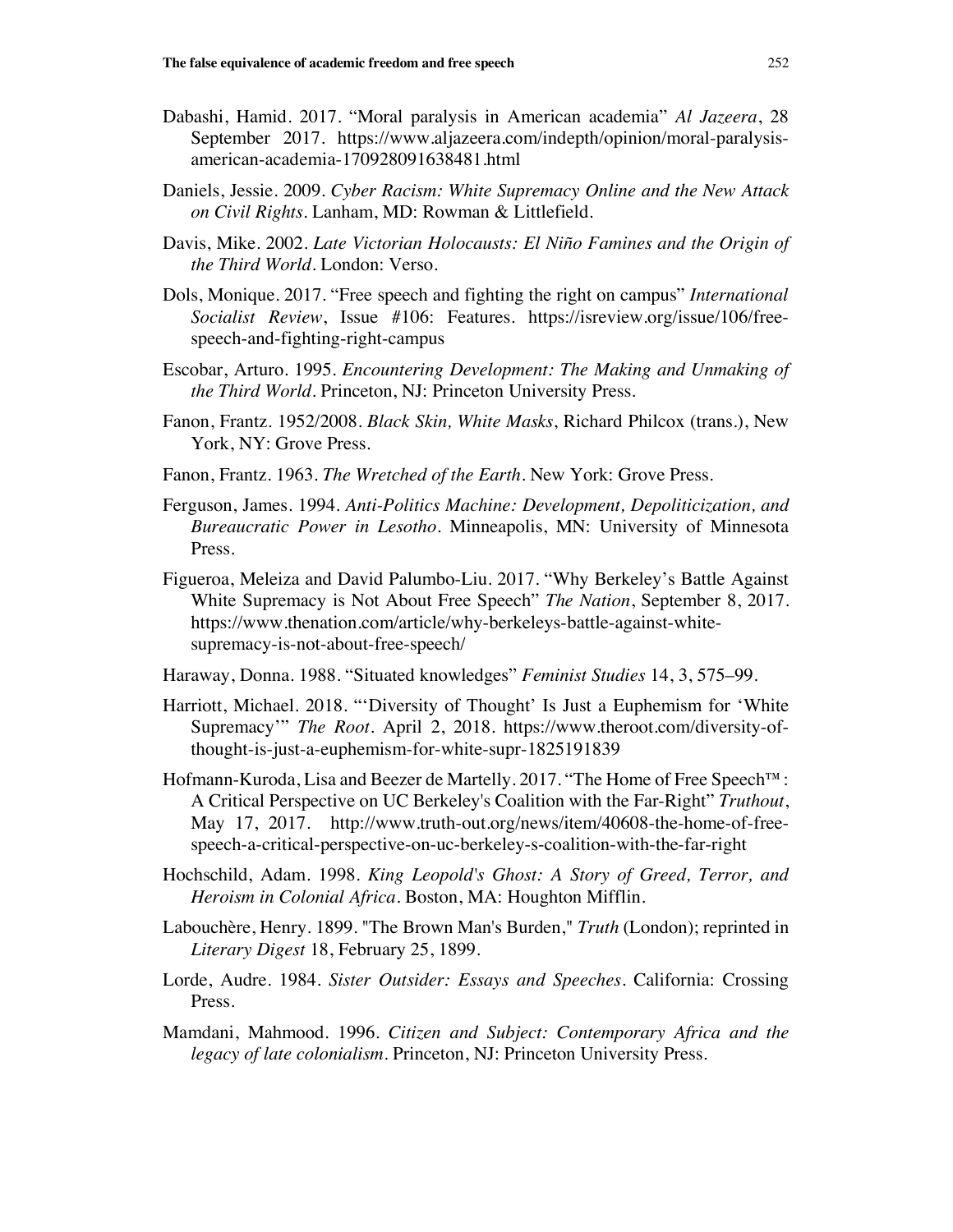Dabashi, Hamid. 2017. "Moral paralysis in American academia" *Al Jazeera*, 28 September 2017. https://www.aljazeera.com/indepth/opinion/moral-paralysis-american-academia-170928091638481.html

Daniels, Jessie. 2009. *Cyber Racism: White Supremacy Online and the New Attack on Civil Rights*. Lanham, MD: Rowman & Littlefield.

Davis, Mike. 2002. *Late Victorian Holocausts: El Niño Famines and the Origin of the Third World*. London: Verso.

Dols, Monique. 2017. "Free speech and fighting the right on campus" *International Socialist Review*, Issue #106: Features. https://isreview.org/issue/106/free-speech-and-fighting-right-campus

Escobar, Arturo. 1995. *Encountering Development: The Making and Unmaking of the Third World*. Princeton, NJ: Princeton University Press.

Fanon, Frantz. 1952/2008. *Black Skin, White Masks*, Richard Philcox (trans.), New York, NY: Grove Press.

Fanon, Frantz. 1963. *The Wretched of the Earth*. New York: Grove Press.

Ferguson, James. 1994. *Anti-Politics Machine: Development, Depoliticization, and Bureaucratic Power in Lesotho*. Minneapolis, MN: University of Minnesota Press.

Figueroa, Meleiza and David Palumbo-Liu. 2017. "Why Berkeley's Battle Against White Supremacy is Not About Free Speech" *The Nation*, September 8, 2017. https://www.thenation.com/article/why-berkeleys-battle-against-white-supremacy-is-not-about-free-speech/

Haraway, Donna. 1988. "Situated knowledges" *Feminist Studies* 14, 3, 575–99.

Harriott, Michael. 2018. "'Diversity of Thought' Is Just a Euphemism for 'White Supremacy'" *The Root*. April 2, 2018. https://www.theroot.com/diversity-of-thought-is-just-a-euphemism-for-white-supr-1825191839

Hofmann-Kuroda, Lisa and Beezer de Martelly. 2017. "The Home of Free Speech™: A Critical Perspective on UC Berkeley's Coalition with the Far-Right" *Truthout*, May 17, 2017. http://www.truth-out.org/news/item/40608-the-home-of-free-speech-a-critical-perspective-on-uc-berkeley-s-coalition-with-the-far-right

Hochschild, Adam. 1998. *King Leopold's Ghost: A Story of Greed, Terror, and Heroism in Colonial Africa*. Boston, MA: Houghton Mifflin.

Labouchère, Henry. 1899. "The Brown Man's Burden," *Truth* (London); reprinted in *Literary Digest* 18, February 25, 1899.

Lorde, Audre. 1984. *Sister Outsider: Essays and Speeches*. California: Crossing Press.

Mamdani, Mahmood. 1996. *Citizen and Subject: Contemporary Africa and the legacy of late colonialism*. Princeton, NJ: Princeton University Press.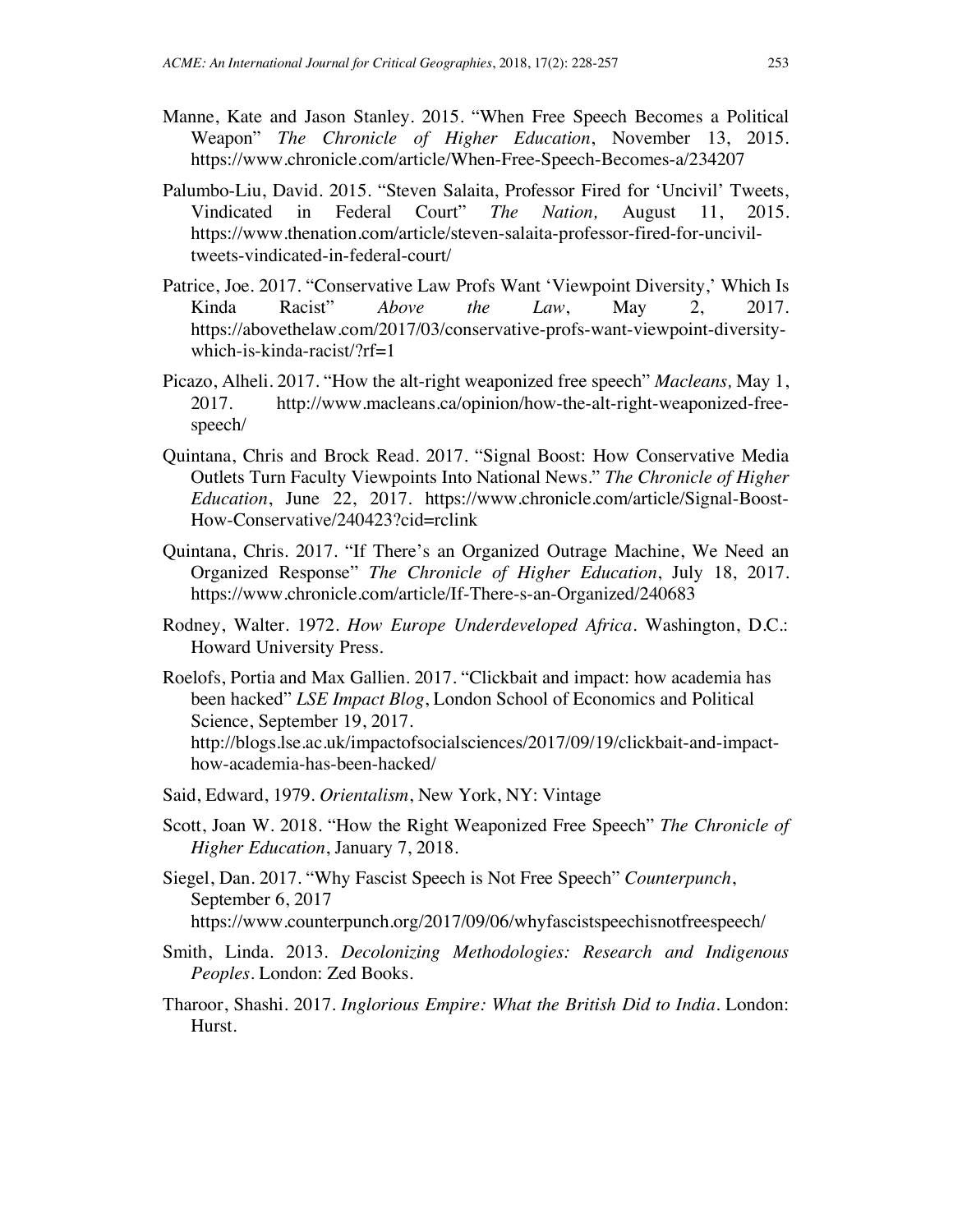Manne, Kate and Jason Stanley. 2015. "When Free Speech Becomes a Political Weapon" *The Chronicle of Higher Education*, November 13, 2015. https://www.chronicle.com/article/When-Free-Speech-Becomes-a/234207

Palumbo-Liu, David. 2015. "Steven Salaita, Professor Fired for 'Uncivil' Tweets, Vindicated in Federal Court" *The Nation,* August 11, 2015. https://www.thenation.com/article/steven-salaita-professor-fired-for-uncivil-tweets-vindicated-in-federal-court/

Patrice, Joe. 2017. "Conservative Law Profs Want 'Viewpoint Diversity,' Which Is Kinda Racist" *Above the Law*, May 2, 2017. https://abovethelaw.com/2017/03/conservative-profs-want-viewpoint-diversity-which-is-kinda-racist/?rf=1

Picazo, Alheli. 2017. "How the alt-right weaponized free speech" *Macleans,* May 1, 2017. http://www.macleans.ca/opinion/how-the-alt-right-weaponized-free-speech/

Quintana, Chris and Brock Read. 2017. "Signal Boost: How Conservative Media Outlets Turn Faculty Viewpoints Into National News." *The Chronicle of Higher Education*, June 22, 2017. https://www.chronicle.com/article/Signal-Boost-How-Conservative/240423?cid=rclink

Quintana, Chris. 2017. "If There's an Organized Outrage Machine, We Need an Organized Response" *The Chronicle of Higher Education*, July 18, 2017. https://www.chronicle.com/article/If-There-s-an-Organized/240683

Rodney, Walter. 1972. *How Europe Underdeveloped Africa*. Washington, D.C.: Howard University Press.

Roelofs, Portia and Max Gallien. 2017. "Clickbait and impact: how academia has been hacked" *LSE Impact Blog*, London School of Economics and Political Science, September 19, 2017. http://blogs.lse.ac.uk/impactofsocialsciences/2017/09/19/clickbait-and-impact-how-academia-has-been-hacked/

Said, Edward, 1979. *Orientalism*, New York, NY: Vintage

Scott, Joan W. 2018. "How the Right Weaponized Free Speech" *The Chronicle of Higher Education*, January 7, 2018.

Siegel, Dan. 2017. "Why Fascist Speech is Not Free Speech" *Counterpunch*, September 6, 2017 https://www.counterpunch.org/2017/09/06/whyfascistspeechisnotfreespeech/

Smith, Linda. 2013. *Decolonizing Methodologies: Research and Indigenous Peoples*. London: Zed Books.

Tharoor, Shashi. 2017. *Inglorious Empire: What the British Did to India*. London: Hurst.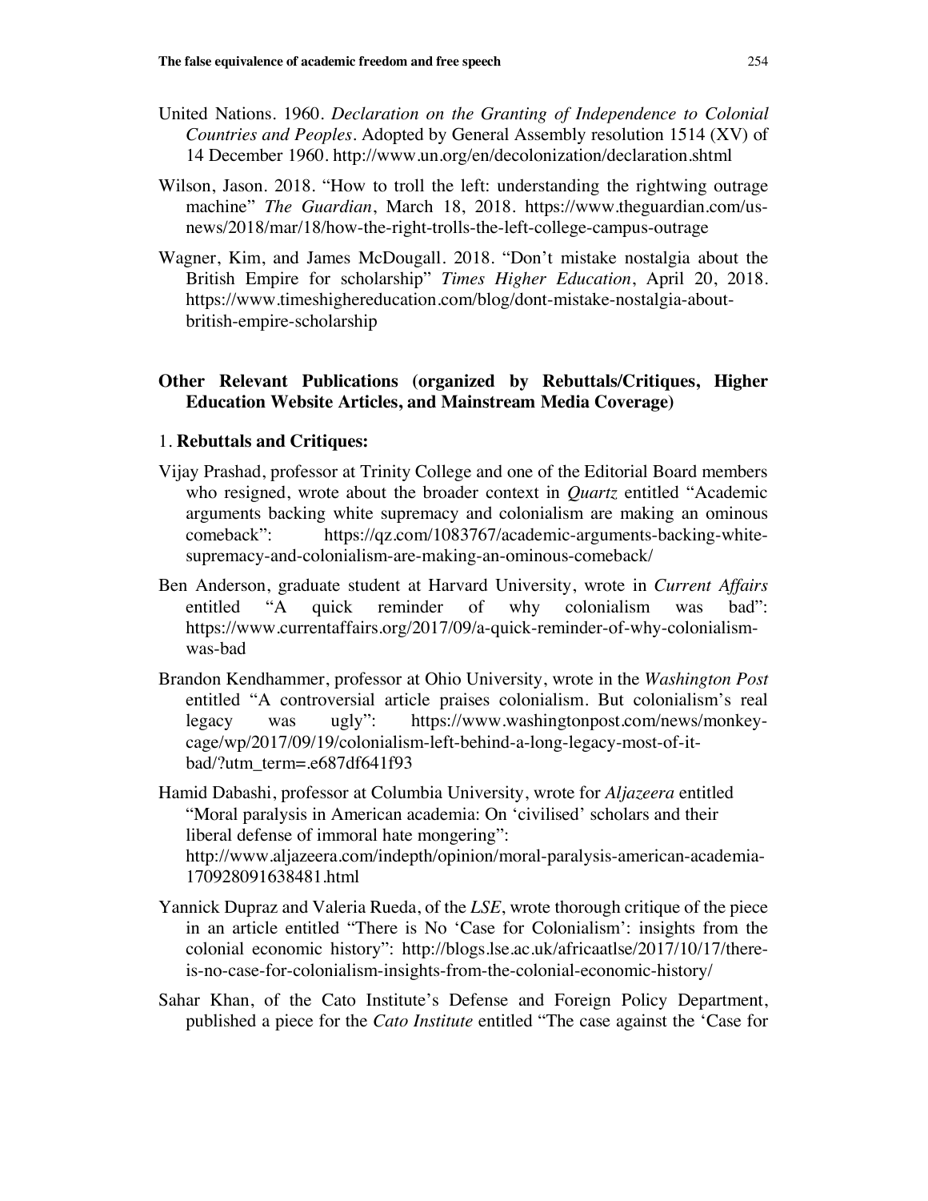United Nations. 1960. *Declaration on the Granting of Independence to Colonial Countries and Peoples*. Adopted by General Assembly resolution 1514 (XV) of 14 December 1960. http://www.un.org/en/decolonization/declaration.shtml

Wilson, Jason. 2018. "How to troll the left: understanding the rightwing outrage machine" *The Guardian*, March 18, 2018. https://www.theguardian.com/us-news/2018/mar/18/how-the-right-trolls-the-left-college-campus-outrage

Wagner, Kim, and James McDougall. 2018. "Don't mistake nostalgia about the British Empire for scholarship" *Times Higher Education*, April 20, 2018. https://www.timeshighereducation.com/blog/dont-mistake-nostalgia-about-british-empire-scholarship

## Other Relevant Publications (organized by Rebuttals/Critiques, Higher Education Website Articles, and Mainstream Media Coverage)

### 1. Rebuttals and Critiques:

Vijay Prashad, professor at Trinity College and one of the Editorial Board members who resigned, wrote about the broader context in *Quartz* entitled "Academic arguments backing white supremacy and colonialism are making an ominous comeback": https://qz.com/1083767/academic-arguments-backing-white-supremacy-and-colonialism-are-making-an-ominous-comeback/

Ben Anderson, graduate student at Harvard University, wrote in *Current Affairs* entitled "A quick reminder of why colonialism was bad": https://www.currentaffairs.org/2017/09/a-quick-reminder-of-why-colonialism-was-bad

Brandon Kendhammer, professor at Ohio University, wrote in the *Washington Post* entitled "A controversial article praises colonialism. But colonialism's real legacy was ugly": https://www.washingtonpost.com/news/monkey-cage/wp/2017/09/19/colonialism-left-behind-a-long-legacy-most-of-it-bad/?utm_term=.e687df641f93

Hamid Dabashi, professor at Columbia University, wrote for *Aljazeera* entitled "Moral paralysis in American academia: On 'civilised' scholars and their liberal defense of immoral hate mongering": http://www.aljazeera.com/indepth/opinion/moral-paralysis-american-academia-170928091638481.html

Yannick Dupraz and Valeria Rueda, of the *LSE*, wrote thorough critique of the piece in an article entitled "There is No 'Case for Colonialism': insights from the colonial economic history": http://blogs.lse.ac.uk/africaatlse/2017/10/17/there-is-no-case-for-colonialism-insights-from-the-colonial-economic-history/

Sahar Khan, of the Cato Institute's Defense and Foreign Policy Department, published a piece for the *Cato Institute* entitled "The case against the 'Case for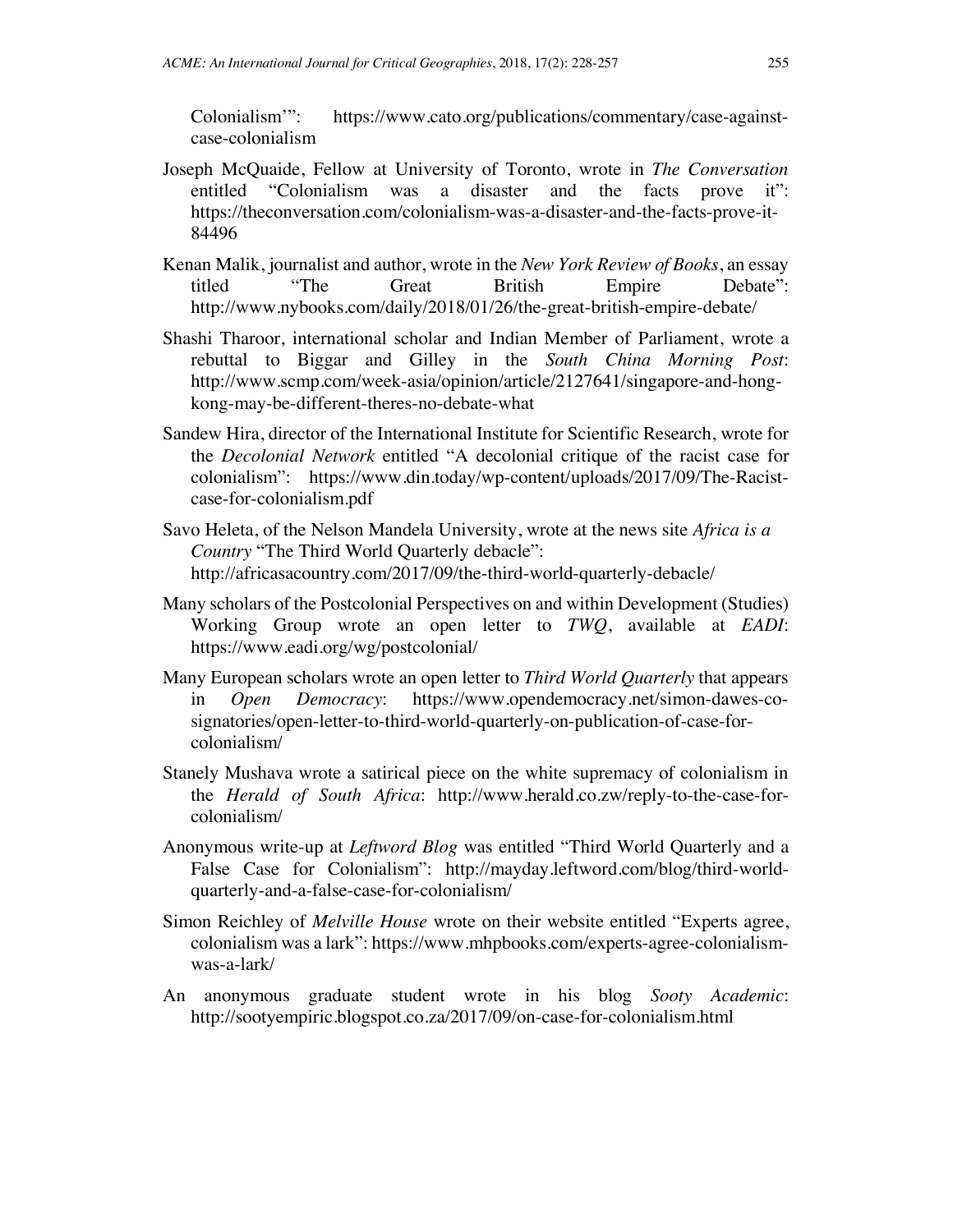Colonialism'": https://www.cato.org/publications/commentary/case-against-case-colonialism

Joseph McQuaide, Fellow at University of Toronto, wrote in *The Conversation* entitled "Colonialism was a disaster and the facts prove it": https://theconversation.com/colonialism-was-a-disaster-and-the-facts-prove-it-84496

Kenan Malik, journalist and author, wrote in the *New York Review of Books*, an essay titled "The Great British Empire Debate": http://www.nybooks.com/daily/2018/01/26/the-great-british-empire-debate/

Shashi Tharoor, international scholar and Indian Member of Parliament, wrote a rebuttal to Biggar and Gilley in the *South China Morning Post*: http://www.scmp.com/week-asia/opinion/article/2127641/singapore-and-hong-kong-may-be-different-theres-no-debate-what

Sandew Hira, director of the International Institute for Scientific Research, wrote for the *Decolonial Network* entitled "A decolonial critique of the racist case for colonialism": https://www.din.today/wp-content/uploads/2017/09/The-Racist-case-for-colonialism.pdf

Savo Heleta, of the Nelson Mandela University, wrote at the news site *Africa is a Country* "The Third World Quarterly debacle": http://africasacountry.com/2017/09/the-third-world-quarterly-debacle/

Many scholars of the Postcolonial Perspectives on and within Development (Studies) Working Group wrote an open letter to *TWQ*, available at *EADI*: https://www.eadi.org/wg/postcolonial/

Many European scholars wrote an open letter to *Third World Quarterly* that appears in *Open Democracy*: https://www.opendemocracy.net/simon-dawes-co-signatories/open-letter-to-third-world-quarterly-on-publication-of-case-for-colonialism/

Stanely Mushava wrote a satirical piece on the white supremacy of colonialism in the *Herald of South Africa*: http://www.herald.co.zw/reply-to-the-case-for-colonialism/

Anonymous write-up at *Leftword Blog* was entitled "Third World Quarterly and a False Case for Colonialism": http://mayday.leftword.com/blog/third-world-quarterly-and-a-false-case-for-colonialism/

Simon Reichley of *Melville House* wrote on their website entitled "Experts agree, colonialism was a lark": https://www.mhpbooks.com/experts-agree-colonialism-was-a-lark/

An anonymous graduate student wrote in his blog *Sooty Academic*: http://sootyempiric.blogspot.co.za/2017/09/on-case-for-colonialism.html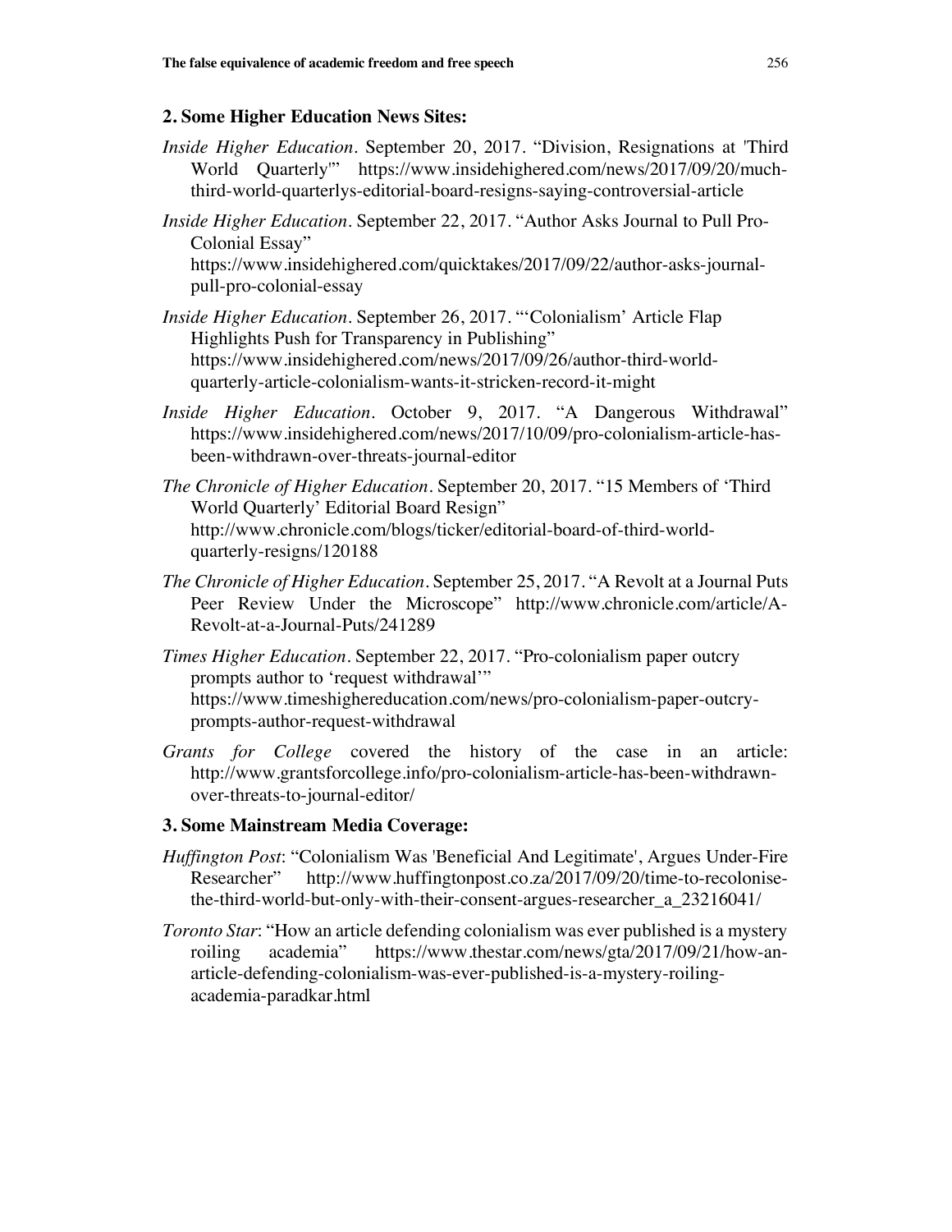### 2. Some Higher Education News Sites:

*Inside Higher Education*. September 20, 2017. "Division, Resignations at 'Third World Quarterly'" https://www.insidehighered.com/news/2017/09/20/much-third-world-quarterlys-editorial-board-resigns-saying-controversial-article

*Inside Higher Education*. September 22, 2017. "Author Asks Journal to Pull Pro-Colonial Essay" https://www.insidehighered.com/quicktakes/2017/09/22/author-asks-journal-pull-pro-colonial-essay

*Inside Higher Education*. September 26, 2017. "'Colonialism' Article Flap Highlights Push for Transparency in Publishing" https://www.insidehighered.com/news/2017/09/26/author-third-world-quarterly-article-colonialism-wants-it-stricken-record-it-might

*Inside Higher Education*. October 9, 2017. "A Dangerous Withdrawal" https://www.insidehighered.com/news/2017/10/09/pro-colonialism-article-has-been-withdrawn-over-threats-journal-editor

*The Chronicle of Higher Education*. September 20, 2017. "15 Members of 'Third World Quarterly' Editorial Board Resign" http://www.chronicle.com/blogs/ticker/editorial-board-of-third-world-quarterly-resigns/120188

*The Chronicle of Higher Education*. September 25, 2017. "A Revolt at a Journal Puts Peer Review Under the Microscope" http://www.chronicle.com/article/A-Revolt-at-a-Journal-Puts/241289

*Times Higher Education*. September 22, 2017. "Pro-colonialism paper outcry prompts author to 'request withdrawal'" https://www.timeshighereducation.com/news/pro-colonialism-paper-outcry-prompts-author-request-withdrawal

*Grants for College* covered the history of the case in an article: http://www.grantsforcollege.info/pro-colonialism-article-has-been-withdrawn-over-threats-to-journal-editor/

### 3. Some Mainstream Media Coverage:

*Huffington Post*: "Colonialism Was 'Beneficial And Legitimate', Argues Under-Fire Researcher" http://www.huffingtonpost.co.za/2017/09/20/time-to-recolonise-the-third-world-but-only-with-their-consent-argues-researcher_a_23216041/

*Toronto Star*: "How an article defending colonialism was ever published is a mystery roiling academia" https://www.thestar.com/news/gta/2017/09/21/how-an-article-defending-colonialism-was-ever-published-is-a-mystery-roiling-academia-paradkar.html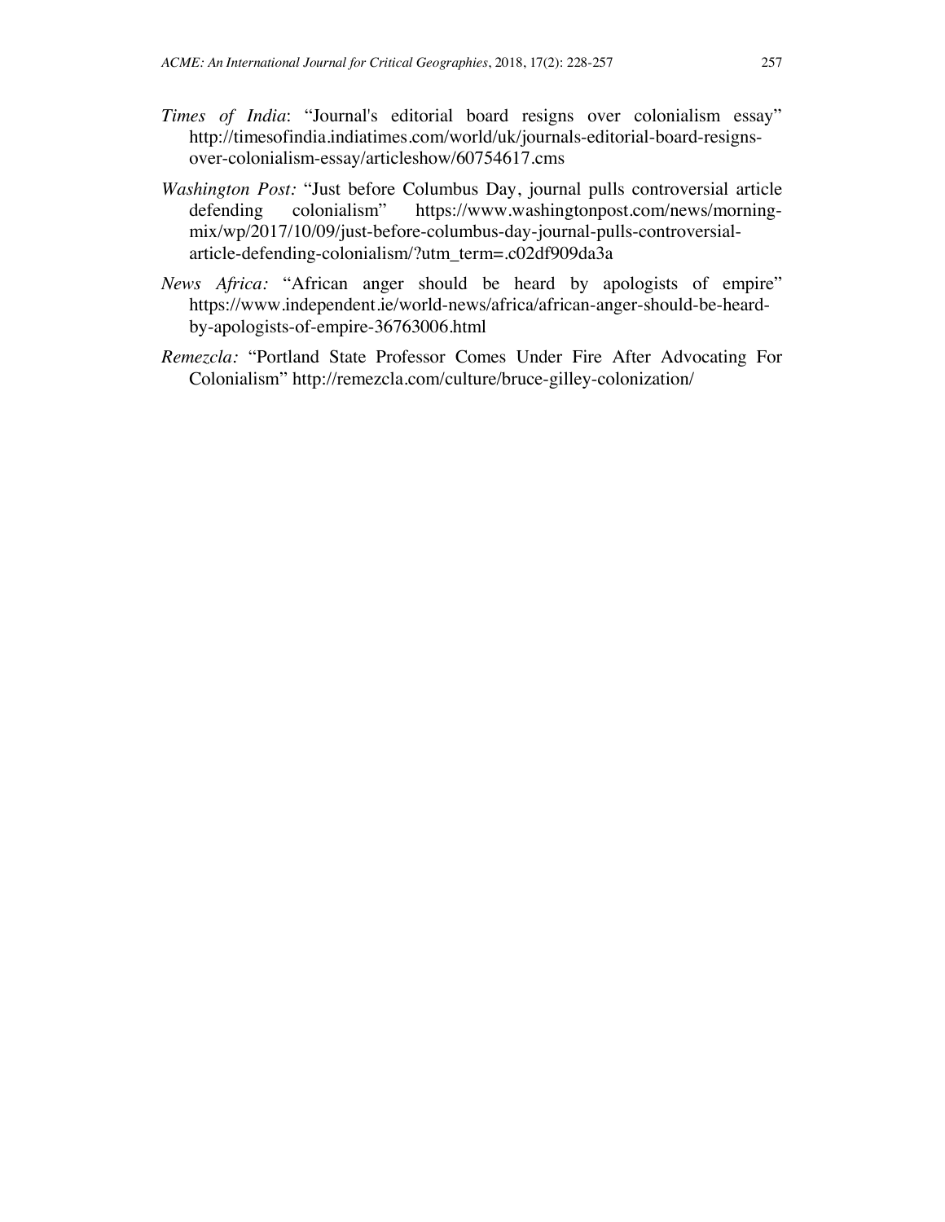*Times of India*: "Journal's editorial board resigns over colonialism essay" http://timesofindia.indiatimes.com/world/uk/journals-editorial-board-resigns-over-colonialism-essay/articleshow/60754617.cms

*Washington Post:* "Just before Columbus Day, journal pulls controversial article defending colonialism" https://www.washingtonpost.com/news/morning-mix/wp/2017/10/09/just-before-columbus-day-journal-pulls-controversial-article-defending-colonialism/?utm_term=.c02df909da3a

*News Africa:* "African anger should be heard by apologists of empire" https://www.independent.ie/world-news/africa/african-anger-should-be-heard-by-apologists-of-empire-36763006.html

*Remezcla:* "Portland State Professor Comes Under Fire After Advocating For Colonialism" http://remezcla.com/culture/bruce-gilley-colonization/